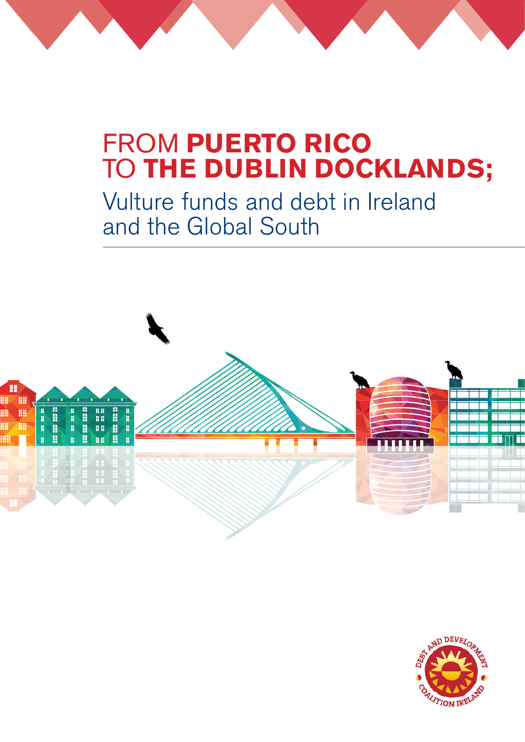# FROM **PUERTO RICO** TO **THE DUBLIN DOCKLANDS;**

## Vulture funds and debt in Ireland and the Global South

DEBT AND DEVELOPMENT COALITION IRELAND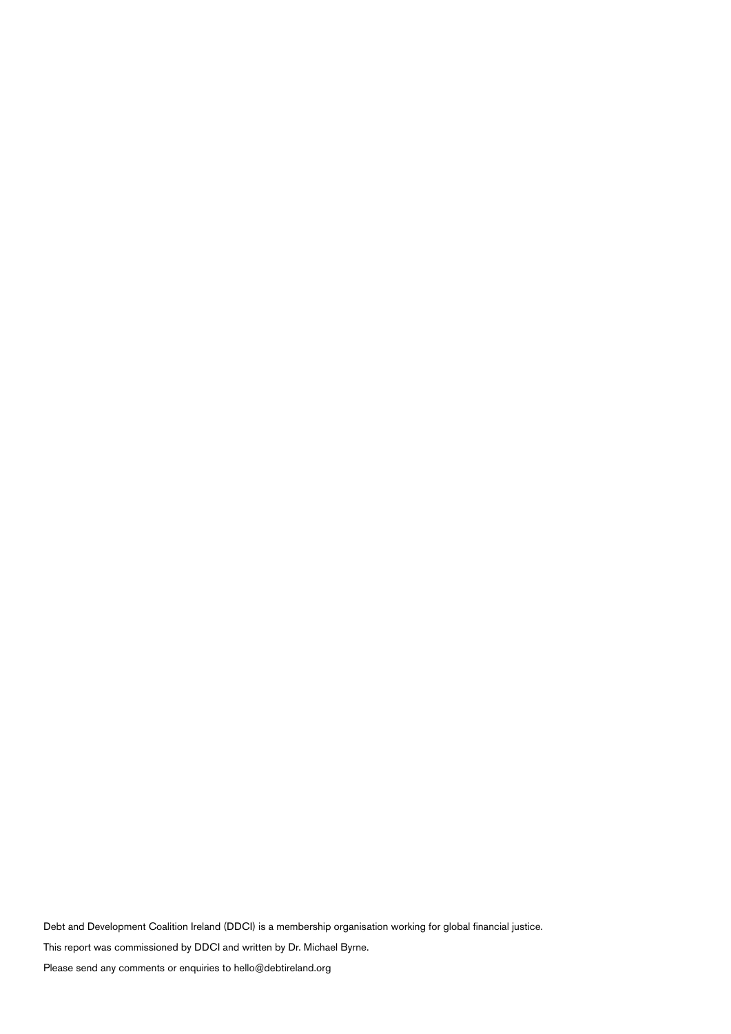Debt and Development Coalition Ireland (DDCI) is a membership organisation working for global financial justice.

This report was commissioned by DDCI and written by Dr. Michael Byrne.

Please send any comments or enquiries to hello@debtireland.org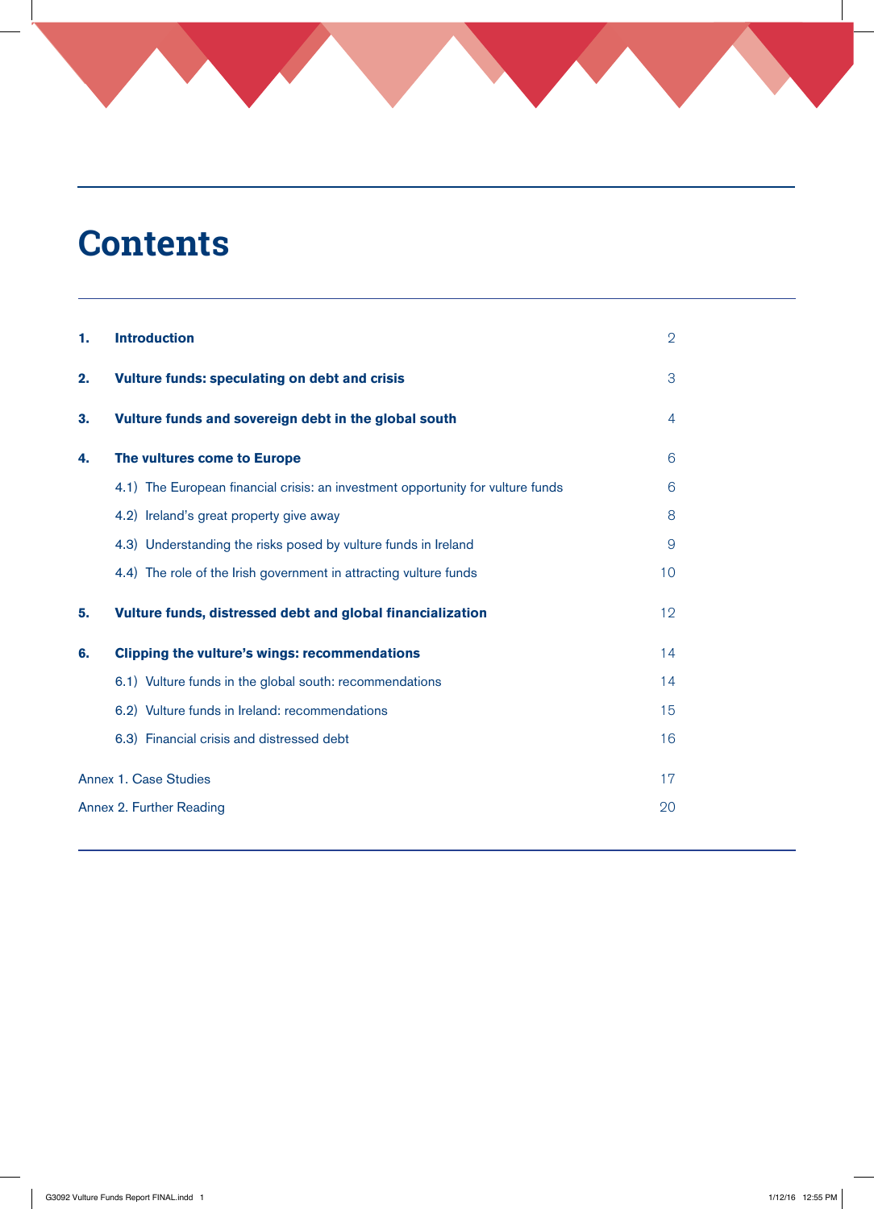# Contents

| | | |
|---|---|---|
| **1.** | **Introduction** | 2 |
| **2.** | **Vulture funds: speculating on debt and crisis** | 3 |
| **3.** | **Vulture funds and sovereign debt in the global south** | 4 |
| **4.** | **The vultures come to Europe** | 6 |
| | 4.1) The European financial crisis: an investment opportunity for vulture funds | 6 |
| | 4.2) Ireland's great property give away | 8 |
| | 4.3) Understanding the risks posed by vulture funds in Ireland | 9 |
| | 4.4) The role of the Irish government in attracting vulture funds | 10 |
| **5.** | **Vulture funds, distressed debt and global financialization** | 12 |
| **6.** | **Clipping the vulture's wings: recommendations** | 14 |
| | 6.1) Vulture funds in the global south: recommendations | 14 |
| | 6.2) Vulture funds in Ireland: recommendations | 15 |
| | 6.3) Financial crisis and distressed debt | 16 |
| Annex 1. Case Studies | | 17 |
| Annex 2. Further Reading | | 20 |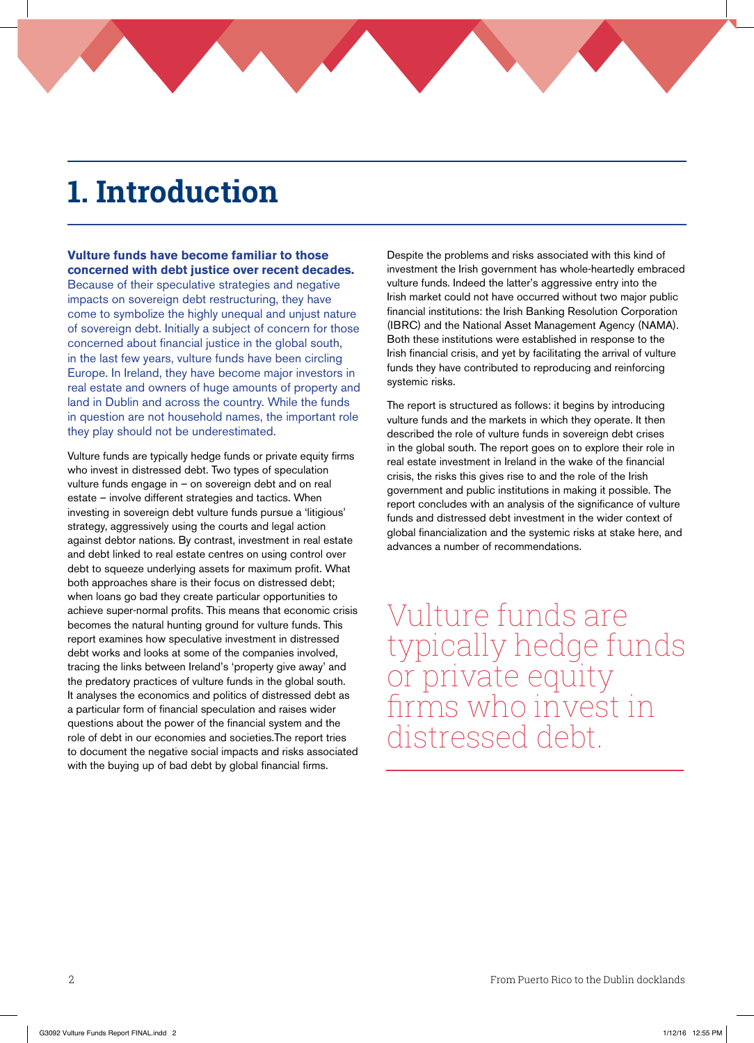# 1. Introduction

**Vulture funds have become familiar to those concerned with debt justice over recent decades.** Because of their speculative strategies and negative impacts on sovereign debt restructuring, they have come to symbolize the highly unequal and unjust nature of sovereign debt. Initially a subject of concern for those concerned about financial justice in the global south, in the last few years, vulture funds have been circling Europe. In Ireland, they have become major investors in real estate and owners of huge amounts of property and land in Dublin and across the country. While the funds in question are not household names, the important role they play should not be underestimated.

Vulture funds are typically hedge funds or private equity firms who invest in distressed debt. Two types of speculation vulture funds engage in – on sovereign debt and on real estate – involve different strategies and tactics. When investing in sovereign debt vulture funds pursue a 'litigious' strategy, aggressively using the courts and legal action against debtor nations. By contrast, investment in real estate and debt linked to real estate centres on using control over debt to squeeze underlying assets for maximum profit. What both approaches share is their focus on distressed debt; when loans go bad they create particular opportunities to achieve super-normal profits. This means that economic crisis becomes the natural hunting ground for vulture funds. This report examines how speculative investment in distressed debt works and looks at some of the companies involved, tracing the links between Ireland's 'property give away' and the predatory practices of vulture funds in the global south. It analyses the economics and politics of distressed debt as a particular form of financial speculation and raises wider questions about the power of the financial system and the role of debt in our economies and societies.The report tries to document the negative social impacts and risks associated with the buying up of bad debt by global financial firms.

Despite the problems and risks associated with this kind of investment the Irish government has whole-heartedly embraced vulture funds. Indeed the latter's aggressive entry into the Irish market could not have occurred without two major public financial institutions: the Irish Banking Resolution Corporation (IBRC) and the National Asset Management Agency (NAMA). Both these institutions were established in response to the Irish financial crisis, and yet by facilitating the arrival of vulture funds they have contributed to reproducing and reinforcing systemic risks.

The report is structured as follows: it begins by introducing vulture funds and the markets in which they operate. It then described the role of vulture funds in sovereign debt crises in the global south. The report goes on to explore their role in real estate investment in Ireland in the wake of the financial crisis, the risks this gives rise to and the role of the Irish government and public institutions in making it possible. The report concludes with an analysis of the significance of vulture funds and distressed debt investment in the wider context of global financialization and the systemic risks at stake here, and advances a number of recommendations.

> Vulture funds are typically hedge funds or private equity firms who invest in distressed debt.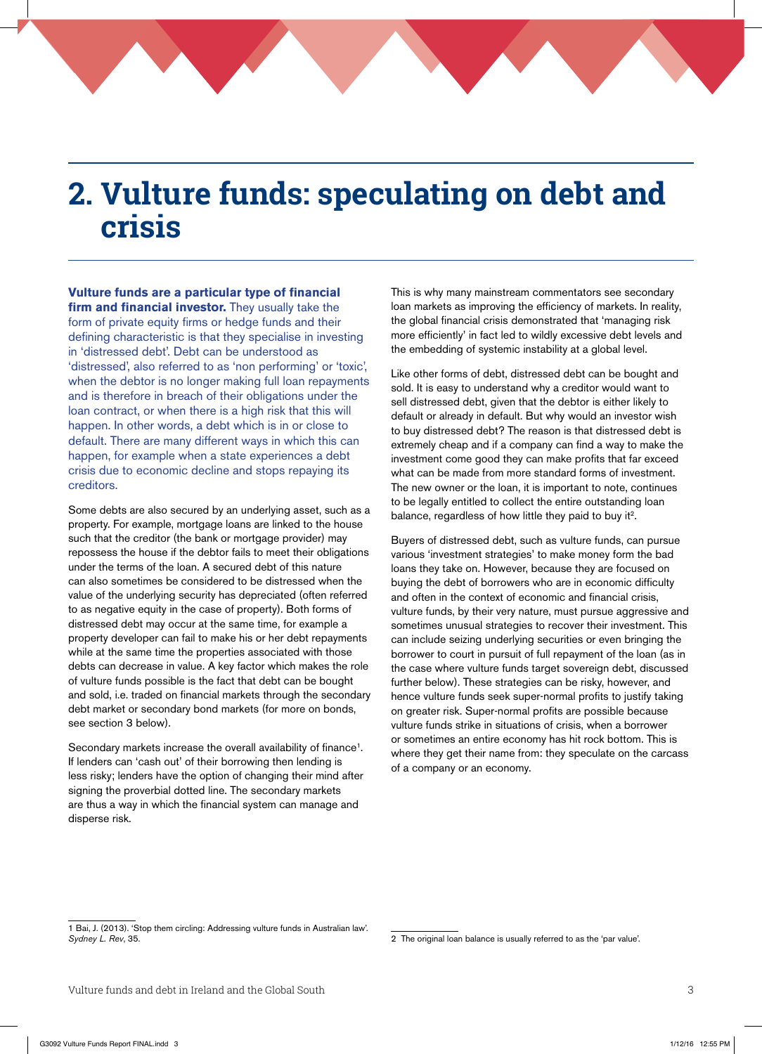# 2. Vulture funds: speculating on debt and crisis

**Vulture funds are a particular type of financial firm and financial investor.** They usually take the form of private equity firms or hedge funds and their defining characteristic is that they specialise in investing in 'distressed debt'. Debt can be understood as 'distressed', also referred to as 'non performing' or 'toxic', when the debtor is no longer making full loan repayments and is therefore in breach of their obligations under the loan contract, or when there is a high risk that this will happen. In other words, a debt which is in or close to default. There are many different ways in which this can happen, for example when a state experiences a debt crisis due to economic decline and stops repaying its creditors.

Some debts are also secured by an underlying asset, such as a property. For example, mortgage loans are linked to the house such that the creditor (the bank or mortgage provider) may repossess the house if the debtor fails to meet their obligations under the terms of the loan. A secured debt of this nature can also sometimes be considered to be distressed when the value of the underlying security has depreciated (often referred to as negative equity in the case of property). Both forms of distressed debt may occur at the same time, for example a property developer can fail to make his or her debt repayments while at the same time the properties associated with those debts can decrease in value. A key factor which makes the role of vulture funds possible is the fact that debt can be bought and sold, i.e. traded on financial markets through the secondary debt market or secondary bond markets (for more on bonds, see section 3 below).

Secondary markets increase the overall availability of finance[1]. If lenders can 'cash out' of their borrowing then lending is less risky; lenders have the option of changing their mind after signing the proverbial dotted line. The secondary markets are thus a way in which the financial system can manage and disperse risk.

This is why many mainstream commentators see secondary loan markets as improving the efficiency of markets. In reality, the global financial crisis demonstrated that 'managing risk more efficiently' in fact led to wildly excessive debt levels and the embedding of systemic instability at a global level.

Like other forms of debt, distressed debt can be bought and sold. It is easy to understand why a creditor would want to sell distressed debt, given that the debtor is either likely to default or already in default. But why would an investor wish to buy distressed debt? The reason is that distressed debt is extremely cheap and if a company can find a way to make the investment come good they can make profits that far exceed what can be made from more standard forms of investment. The new owner or the loan, it is important to note, continues to be legally entitled to collect the entire outstanding loan balance, regardless of how little they paid to buy it[2].

Buyers of distressed debt, such as vulture funds, can pursue various 'investment strategies' to make money form the bad loans they take on. However, because they are focused on buying the debt of borrowers who are in economic difficulty and often in the context of economic and financial crisis, vulture funds, by their very nature, must pursue aggressive and sometimes unusual strategies to recover their investment. This can include seizing underlying securities or even bringing the borrower to court in pursuit of full repayment of the loan (as in the case where vulture funds target sovereign debt, discussed further below). These strategies can be risky, however, and hence vulture funds seek super-normal profits to justify taking on greater risk. Super-normal profits are possible because vulture funds strike in situations of crisis, when a borrower or sometimes an entire economy has hit rock bottom. This is where they get their name from: they speculate on the carcass of a company or an economy.

---

1 Bai, J. (2013). 'Stop them circling: Addressing vulture funds in Australian law'. *Sydney L. Rev*, 35.

2 The original loan balance is usually referred to as the 'par value'.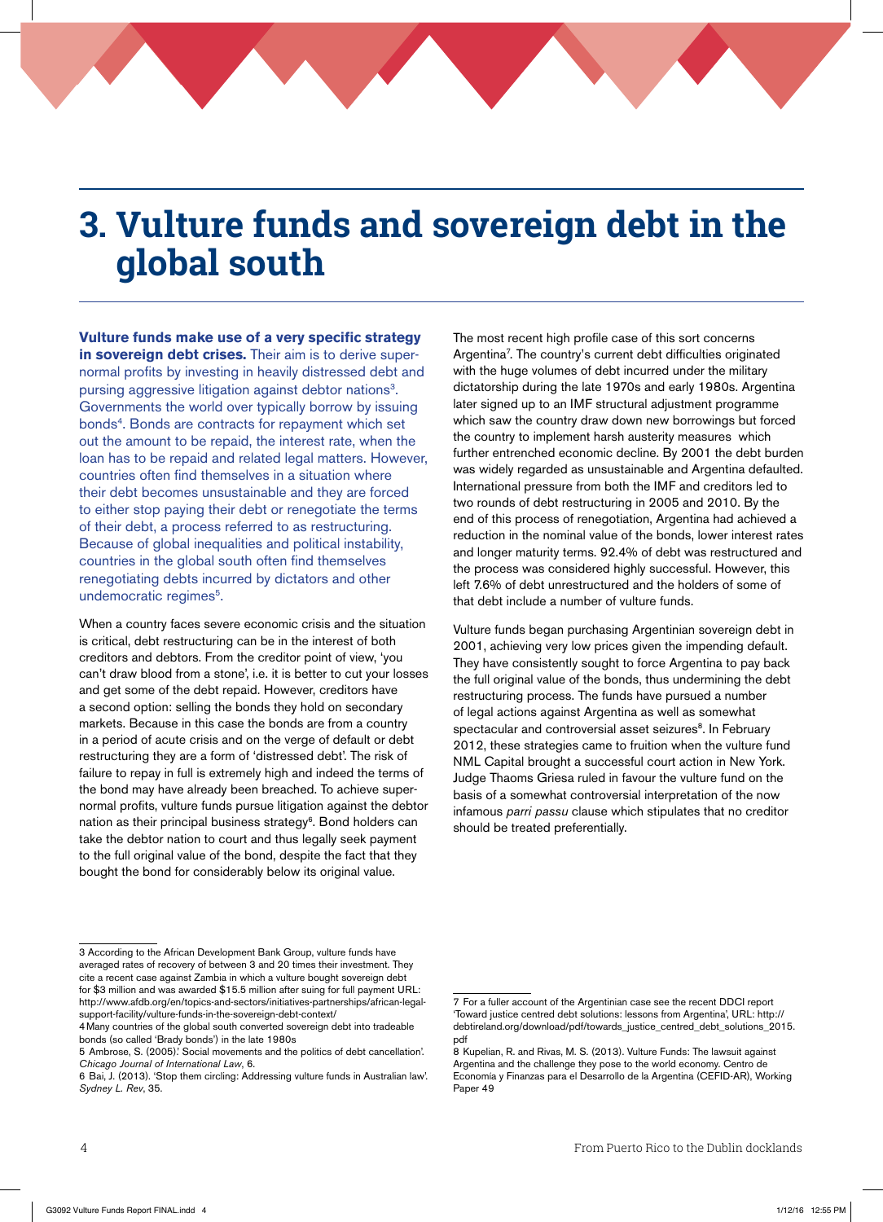# 3. Vulture funds and sovereign debt in the global south

**Vulture funds make use of a very specific strategy in sovereign debt crises.** Their aim is to derive super-normal profits by investing in heavily distressed debt and pursing aggressive litigation against debtor nations[3]. Governments the world over typically borrow by issuing bonds[4]. Bonds are contracts for repayment which set out the amount to be repaid, the interest rate, when the loan has to be repaid and related legal matters. However, countries often find themselves in a situation where their debt becomes unsustainable and they are forced to either stop paying their debt or renegotiate the terms of their debt, a process referred to as restructuring. Because of global inequalities and political instability, countries in the global south often find themselves renegotiating debts incurred by dictators and other undemocratic regimes[5].

When a country faces severe economic crisis and the situation is critical, debt restructuring can be in the interest of both creditors and debtors. From the creditor point of view, 'you can't draw blood from a stone', i.e. it is better to cut your losses and get some of the debt repaid. However, creditors have a second option: selling the bonds they hold on secondary markets. Because in this case the bonds are from a country in a period of acute crisis and on the verge of default or debt restructuring they are a form of 'distressed debt'. The risk of failure to repay in full is extremely high and indeed the terms of the bond may have already been breached. To achieve super-normal profits, vulture funds pursue litigation against the debtor nation as their principal business strategy[6]. Bond holders can take the debtor nation to court and thus legally seek payment to the full original value of the bond, despite the fact that they bought the bond for considerably below its original value.

The most recent high profile case of this sort concerns Argentina[7]. The country's current debt difficulties originated with the huge volumes of debt incurred under the military dictatorship during the late 1970s and early 1980s. Argentina later signed up to an IMF structural adjustment programme which saw the country draw down new borrowings but forced the country to implement harsh austerity measures which further entrenched economic decline. By 2001 the debt burden was widely regarded as unsustainable and Argentina defaulted. International pressure from both the IMF and creditors led to two rounds of debt restructuring in 2005 and 2010. By the end of this process of renegotiation, Argentina had achieved a reduction in the nominal value of the bonds, lower interest rates and longer maturity terms. 92.4% of debt was restructured and the process was considered highly successful. However, this left 7.6% of debt unrestructured and the holders of some of that debt include a number of vulture funds.

Vulture funds began purchasing Argentinian sovereign debt in 2001, achieving very low prices given the impending default. They have consistently sought to force Argentina to pay back the full original value of the bonds, thus undermining the debt restructuring process. The funds have pursued a number of legal actions against Argentina as well as somewhat spectacular and controversial asset seizures[8]. In February 2012, these strategies came to fruition when the vulture fund NML Capital brought a successful court action in New York. Judge Thaoms Griesa ruled in favour the vulture fund on the basis of a somewhat controversial interpretation of the now infamous *parri passu* clause which stipulates that no creditor should be treated preferentially.

---

3 According to the African Development Bank Group, vulture funds have averaged rates of recovery of between 3 and 20 times their investment. They cite a recent case against Zambia in which a vulture bought sovereign debt for $3 million and was awarded $15.5 million after suing for full payment URL: http://www.afdb.org/en/topics-and-sectors/initiatives-partnerships/african-legal-support-facility/vulture-funds-in-the-sovereign-debt-context/

4 Many countries of the global south converted sovereign debt into tradeable bonds (so called 'Brady bonds') in the late 1980s

5 Ambrose, S. (2005).' Social movements and the politics of debt cancellation'. *Chicago Journal of International Law*, 6.

6 Bai, J. (2013). 'Stop them circling: Addressing vulture funds in Australian law'. *Sydney L. Rev*, 35.

7 For a fuller account of the Argentinian case see the recent DDCI report 'Toward justice centred debt solutions: lessons from Argentina', URL: http://debtireland.org/download/pdf/towards_justice_centred_debt_solutions_2015.pdf

8 Kupelian, R. and Rivas, M. S. (2013). Vulture Funds: The lawsuit against Argentina and the challenge they pose to the world economy. Centro de Economia y Finanzas para el Desarrollo de la Argentina (CEFID-AR), Working Paper 49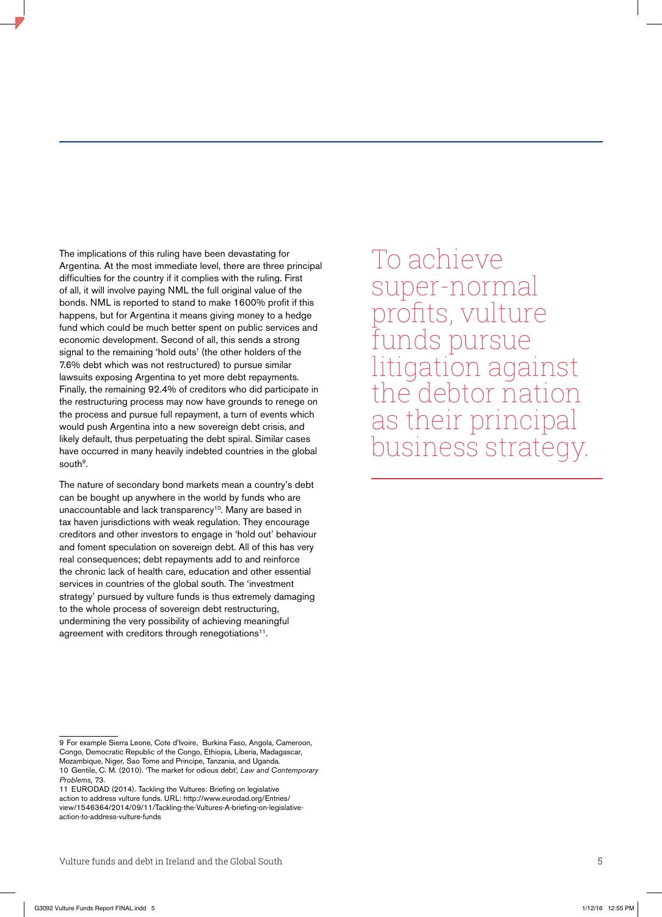The implications of this ruling have been devastating for Argentina. At the most immediate level, there are three principal difficulties for the country if it complies with the ruling. First of all, it will involve paying NML the full original value of the bonds. NML is reported to stand to make 1600% profit if this happens, but for Argentina it means giving money to a hedge fund which could be much better spent on public services and economic development. Second of all, this sends a strong signal to the remaining 'hold outs' (the other holders of the 7.6% debt which was not restructured) to pursue similar lawsuits exposing Argentina to yet more debt repayments. Finally, the remaining 92.4% of creditors who did participate in the restructuring process may now have grounds to renege on the process and pursue full repayment, a turn of events which would push Argentina into a new sovereign debt crisis, and likely default, thus perpetuating the debt spiral. Similar cases have occurred in many heavily indebted countries in the global south[9].

The nature of secondary bond markets mean a country's debt can be bought up anywhere in the world by funds who are unaccountable and lack transparency[10]. Many are based in tax haven jurisdictions with weak regulation. They encourage creditors and other investors to engage in 'hold out' behaviour and foment speculation on sovereign debt. All of this has very real consequences; debt repayments add to and reinforce the chronic lack of health care, education and other essential services in countries of the global south. The 'investment strategy' pursued by vulture funds is thus extremely damaging to the whole process of sovereign debt restructuring, undermining the very possibility of achieving meaningful agreement with creditors through renegotiations[11].

> To achieve super-normal profits, vulture funds pursue litigation against the debtor nation as their principal business strategy.

---

9 For example Sierra Leone, Cote d'Ivoire, Burkina Faso, Angola, Cameroon, Congo, Democratic Republic of the Congo, Ethiopia, Liberia, Madagascar, Mozambique, Niger, Sao Tome and Principe, Tanzania, and Uganda.

10 Gentile, C. M. (2010). 'The market for odious debt', *Law and Contemporary Problems*, 73.

11 EURODAD (2014). Tackling the Vultures: Briefing on legislative action to address vulture funds. URL: http://www.eurodad.org/Entries/view/1546364/2014/09/11/Tackling-the-Vultures-A-briefing-on-legislative-action-to-address-vulture-funds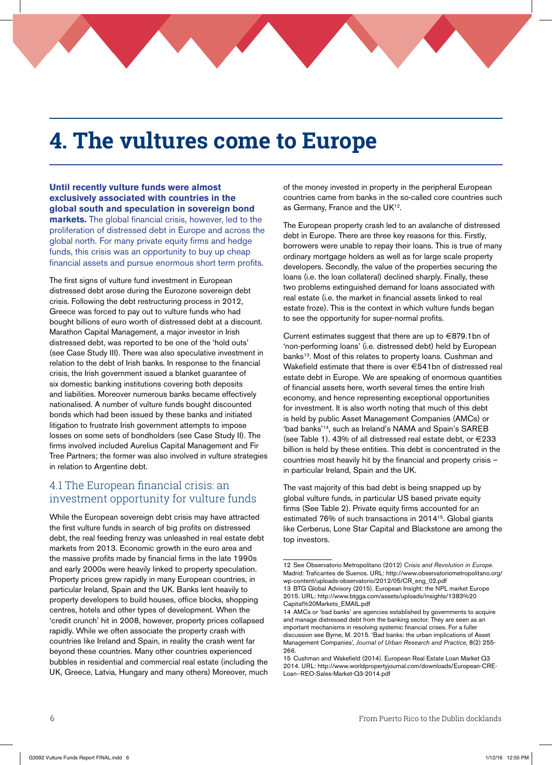# 4. The vultures come to Europe

**Until recently vulture funds were almost exclusively associated with countries in the global south and speculation in sovereign bond markets.** The global financial crisis, however, led to the proliferation of distressed debt in Europe and across the global north. For many private equity firms and hedge funds, this crisis was an opportunity to buy up cheap financial assets and pursue enormous short term profits.

The first signs of vulture fund investment in European distressed debt arose during the Eurozone sovereign debt crisis. Following the debt restructuring process in 2012, Greece was forced to pay out to vulture funds who had bought billions of euro worth of distressed debt at a discount. Marathon Capital Management, a major investor in Irish distressed debt, was reported to be one of the 'hold outs' (see Case Study III). There was also speculative investment in relation to the debt of Irish banks. In response to the financial crisis, the Irish government issued a blanket guarantee of six domestic banking institutions covering both deposits and liabilities. Moreover numerous banks became effectively nationalised. A number of vulture funds bought discounted bonds which had been issued by these banks and initiated litigation to frustrate Irish government attempts to impose losses on some sets of bondholders (see Case Study II). The firms involved included Aurelius Capital Management and Fir Tree Partners; the former was also involved in vulture strategies in relation to Argentine debt.

## 4.1 The European financial crisis: an investment opportunity for vulture funds

While the European sovereign debt crisis may have attracted the first vulture funds in search of big profits on distressed debt, the real feeding frenzy was unleashed in real estate debt markets from 2013. Economic growth in the euro area and the massive profits made by financial firms in the late 1990s and early 2000s were heavily linked to property speculation. Property prices grew rapidly in many European countries, in particular Ireland, Spain and the UK. Banks lent heavily to property developers to build houses, office blocks, shopping centres, hotels and other types of development. When the 'credit crunch' hit in 2008, however, property prices collapsed rapidly. While we often associate the property crash with countries like Ireland and Spain, in reality the crash went far beyond these countries. Many other countries experienced bubbles in residential and commercial real estate (including the UK, Greece, Latvia, Hungary and many others) Moreover, much of the money invested in property in the peripheral European countries came from banks in the so-called core countries such as Germany, France and the UK[12].

The European property crash led to an avalanche of distressed debt in Europe. There are three key reasons for this. Firstly, borrowers were unable to repay their loans. This is true of many ordinary mortgage holders as well as for large scale property developers. Secondly, the value of the properties securing the loans (i.e. the loan collateral) declined sharply. Finally, these two problems extinguished demand for loans associated with real estate (i.e. the market in financial assets linked to real estate froze). This is the context in which vulture funds began to see the opportunity for super-normal profits.

Current estimates suggest that there are up to €879.1bn of 'non-performing loans' (i.e. distressed debt) held by European banks[13]. Most of this relates to property loans. Cushman and Wakefield estimate that there is over €541bn of distressed real estate debt in Europe. We are speaking of enormous quantities of financial assets here, worth several times the entire Irish economy, and hence representing exceptional opportunities for investment. It is also worth noting that much of this debt is held by public Asset Management Companies (AMCs) or 'bad banks'[14], such as Ireland's NAMA and Spain's SAREB (see Table 1). 43% of all distressed real estate debt, or €233 billion is held by these entities. This debt is concentrated in the countries most heavily hit by the financial and property crisis – in particular Ireland, Spain and the UK.

The vast majority of this bad debt is being snapped up by global vulture funds, in particular US based private equity firms (See Table 2). Private equity firms accounted for an estimated 76% of such transactions in 2014[15]. Global giants like Cerberus, Lone Star Capital and Blackstone are among the top investors.

---

12 See Observatorio Metropolitano (2012) *Crisis and Revolution in Europe.* Madrid: Traficantes de Suenos. URL: http://www.observatoriometropolitano.org/wp-content/uploads-observatorio/2012/05/CR_eng_02.pdf

13 BTG Global Advisory (2015). European Insight: the NPL market Europe 2015. URL: http://www.btgga.com/assets/uploads/insights/1383%20Capital%20Markets_EMAIL.pdf

14 AMCs or 'bad banks' are agencies established by governments to acquire and manage distressed debt from the banking sector. They are seen as an important mechanisms in resolving systemic financial crises. For a fuller discussion see Byrne, M. 2015. 'Bad banks: the urban implications of Asset Management Companies', *Journal of Urban Research and Practice*, 8(2) 255-266.

15 Cushman and Wakefield (2014). European Real Estate Loan Market Q3 2014. URL: http://www.worldpropertyjournal.com/downloads/European-CRE-Loan--REO-Sales-Market-Q3-2014.pdf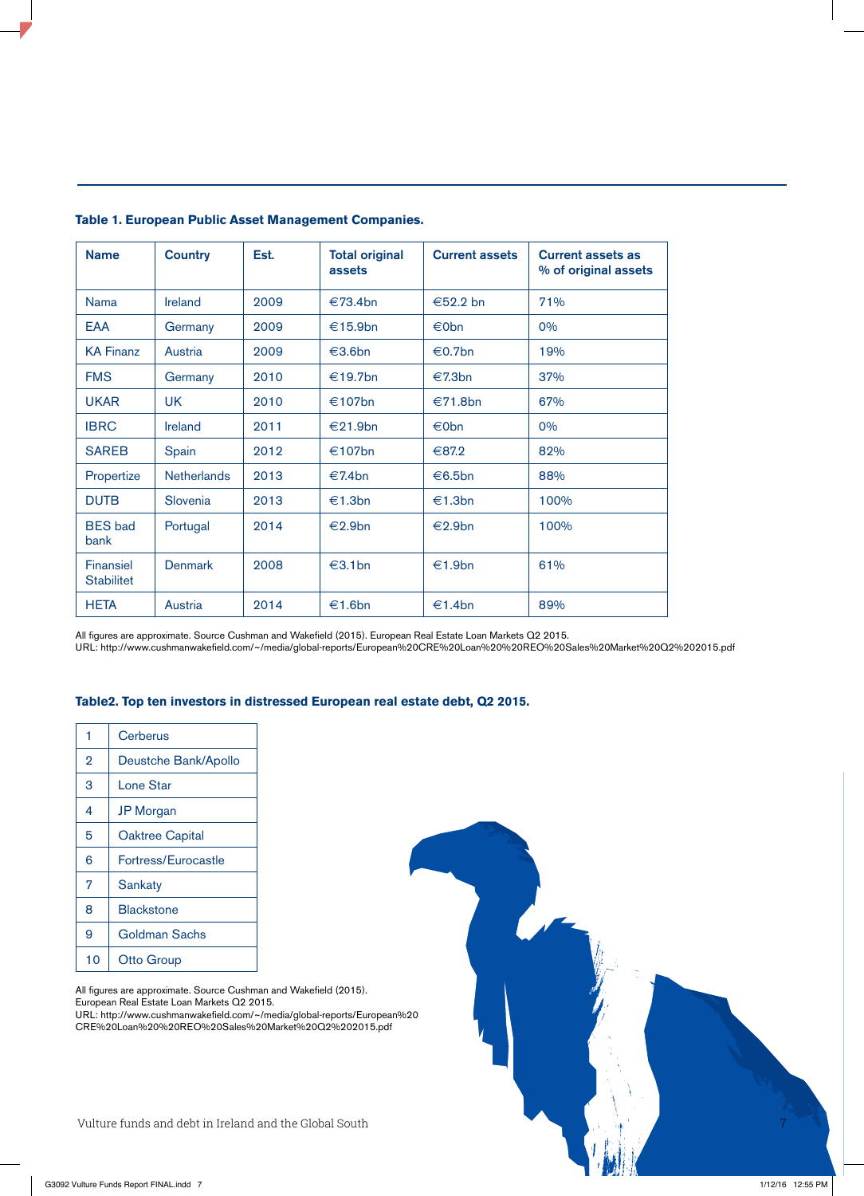**Table 1. European Public Asset Management Companies.**

| Name | Country | Est. | Total original assets | Current assets | Current assets as % of original assets |
|---|---|---|---|---|---|
| Nama | Ireland | 2009 | €73.4bn | €52.2 bn | 71% |
| EAA | Germany | 2009 | €15.9bn | €0bn | 0% |
| KA Finanz | Austria | 2009 | €3.6bn | €0.7bn | 19% |
| FMS | Germany | 2010 | €19.7bn | €7.3bn | 37% |
| UKAR | UK | 2010 | €107bn | €71.8bn | 67% |
| IBRC | Ireland | 2011 | €21.9bn | €0bn | 0% |
| SAREB | Spain | 2012 | €107bn | €87.2 | 82% |
| Propertize | Netherlands | 2013 | €7.4bn | €6.5bn | 88% |
| DUTB | Slovenia | 2013 | €1.3bn | €1.3bn | 100% |
| BES bad bank | Portugal | 2014 | €2.9bn | €2.9bn | 100% |
| Finansiel Stabilitet | Denmark | 2008 | €3.1bn | €1.9bn | 61% |
| HETA | Austria | 2014 | €1.6bn | €1.4bn | 89% |

All figures are approximate. Source Cushman and Wakefield (2015). European Real Estate Loan Markets Q2 2015.
URL: http://www.cushmanwakefield.com/~/media/global-reports/European%20CRE%20Loan%20%20REO%20Sales%20Market%20Q2%202015.pdf

**Table2. Top ten investors in distressed European real estate debt, Q2 2015.**

| | |
|---|---|
| 1 | Cerberus |
| 2 | Deustche Bank/Apollo |
| 3 | Lone Star |
| 4 | JP Morgan |
| 5 | Oaktree Capital |
| 6 | Fortress/Eurocastle |
| 7 | Sankaty |
| 8 | Blackstone |
| 9 | Goldman Sachs |
| 10 | Otto Group |

All figures are approximate. Source Cushman and Wakefield (2015).
European Real Estate Loan Markets Q2 2015.
URL: http://www.cushmanwakefield.com/~/media/global-reports/European%20CRE%20Loan%20%20REO%20Sales%20Market%20Q2%202015.pdf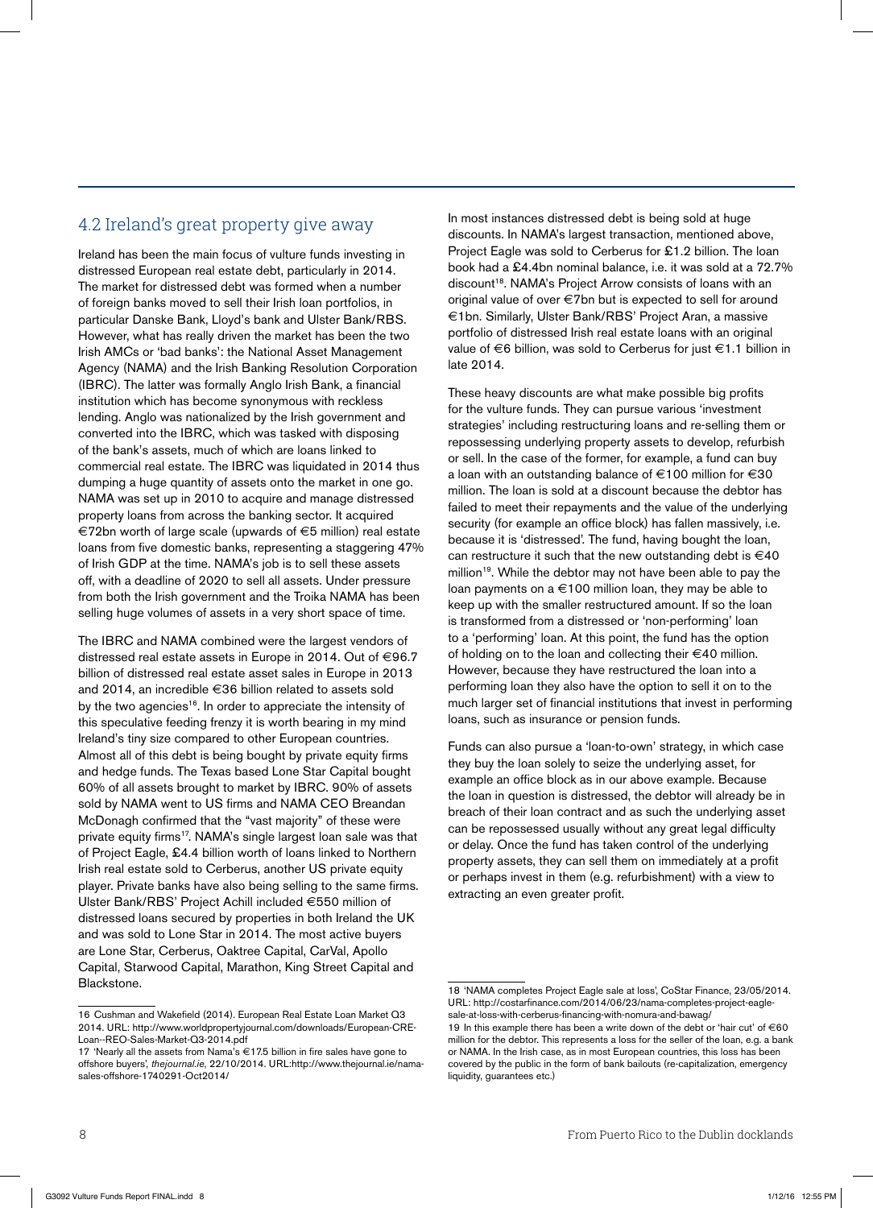## 4.2 Ireland's great property give away

Ireland has been the main focus of vulture funds investing in distressed European real estate debt, particularly in 2014. The market for distressed debt was formed when a number of foreign banks moved to sell their Irish loan portfolios, in particular Danske Bank, Lloyd's bank and Ulster Bank/RBS. However, what has really driven the market has been the two Irish AMCs or 'bad banks': the National Asset Management Agency (NAMA) and the Irish Banking Resolution Corporation (IBRC). The latter was formally Anglo Irish Bank, a financial institution which has become synonymous with reckless lending. Anglo was nationalized by the Irish government and converted into the IBRC, which was tasked with disposing of the bank's assets, much of which are loans linked to commercial real estate. The IBRC was liquidated in 2014 thus dumping a huge quantity of assets onto the market in one go. NAMA was set up in 2010 to acquire and manage distressed property loans from across the banking sector. It acquired €72bn worth of large scale (upwards of €5 million) real estate loans from five domestic banks, representing a staggering 47% of Irish GDP at the time. NAMA's job is to sell these assets off, with a deadline of 2020 to sell all assets. Under pressure from both the Irish government and the Troika NAMA has been selling huge volumes of assets in a very short space of time.

The IBRC and NAMA combined were the largest vendors of distressed real estate assets in Europe in 2014. Out of €96.7 billion of distressed real estate asset sales in Europe in 2013 and 2014, an incredible €36 billion related to assets sold by the two agencies[16]. In order to appreciate the intensity of this speculative feeding frenzy it is worth bearing in my mind Ireland's tiny size compared to other European countries. Almost all of this debt is being bought by private equity firms and hedge funds. The Texas based Lone Star Capital bought 60% of all assets brought to market by IBRC. 90% of assets sold by NAMA went to US firms and NAMA CEO Breandan McDonagh confirmed that the "vast majority" of these were private equity firms[17]. NAMA's single largest loan sale was that of Project Eagle, £4.4 billion worth of loans linked to Northern Irish real estate sold to Cerberus, another US private equity player. Private banks have also being selling to the same firms. Ulster Bank/RBS' Project Achill included €550 million of distressed loans secured by properties in both Ireland the UK and was sold to Lone Star in 2014. The most active buyers are Lone Star, Cerberus, Oaktree Capital, CarVal, Apollo Capital, Starwood Capital, Marathon, King Street Capital and Blackstone.

In most instances distressed debt is being sold at huge discounts. In NAMA's largest transaction, mentioned above, Project Eagle was sold to Cerberus for £1.2 billion. The loan book had a £4.4bn nominal balance, i.e. it was sold at a 72.7% discount[18]. NAMA's Project Arrow consists of loans with an original value of over €7bn but is expected to sell for around €1bn. Similarly, Ulster Bank/RBS' Project Aran, a massive portfolio of distressed Irish real estate loans with an original value of €6 billion, was sold to Cerberus for just €1.1 billion in late 2014.

These heavy discounts are what make possible big profits for the vulture funds. They can pursue various 'investment strategies' including restructuring loans and re-selling them or repossessing underlying property assets to develop, refurbish or sell. In the case of the former, for example, a fund can buy a loan with an outstanding balance of €100 million for €30 million. The loan is sold at a discount because the debtor has failed to meet their repayments and the value of the underlying security (for example an office block) has fallen massively, i.e. because it is 'distressed'. The fund, having bought the loan, can restructure it such that the new outstanding debt is €40 million[19]. While the debtor may not have been able to pay the loan payments on a €100 million loan, they may be able to keep up with the smaller restructured amount. If so the loan is transformed from a distressed or 'non-performing' loan to a 'performing' loan. At this point, the fund has the option of holding on to the loan and collecting their €40 million. However, because they have restructured the loan into a performing loan they also have the option to sell it on to the much larger set of financial institutions that invest in performing loans, such as insurance or pension funds.

Funds can also pursue a 'loan-to-own' strategy, in which case they buy the loan solely to seize the underlying asset, for example an office block as in our above example. Because the loan in question is distressed, the debtor will already be in breach of their loan contract and as such the underlying asset can be repossessed usually without any great legal difficulty or delay. Once the fund has taken control of the underlying property assets, they can sell them on immediately at a profit or perhaps invest in them (e.g. refurbishment) with a view to extracting an even greater profit.

---

16 Cushman and Wakefield (2014). European Real Estate Loan Market Q3 2014. URL: http://www.worldpropertyjournal.com/downloads/European-CRE-Loan--REO-Sales-Market-Q3-2014.pdf

17 'Nearly all the assets from Nama's €17.5 billion in fire sales have gone to offshore buyers', *thejournal.ie*, 22/10/2014. URL:http://www.thejournal.ie/nama-sales-offshore-1740291-Oct2014/

18 'NAMA completes Project Eagle sale at loss', CoStar Finance, 23/05/2014. URL: http://costarfinance.com/2014/06/23/nama-completes-project-eagle-sale-at-loss-with-cerberus-financing-with-nomura-and-bawag/

19 In this example there has been a write down of the debt or 'hair cut' of €60 million for the debtor. This represents a loss for the seller of the loan, e.g. a bank or NAMA. In the Irish case, as in most European countries, this loss has been covered by the public in the form of bank bailouts (re-capitalization, emergency liquidity, guarantees etc.)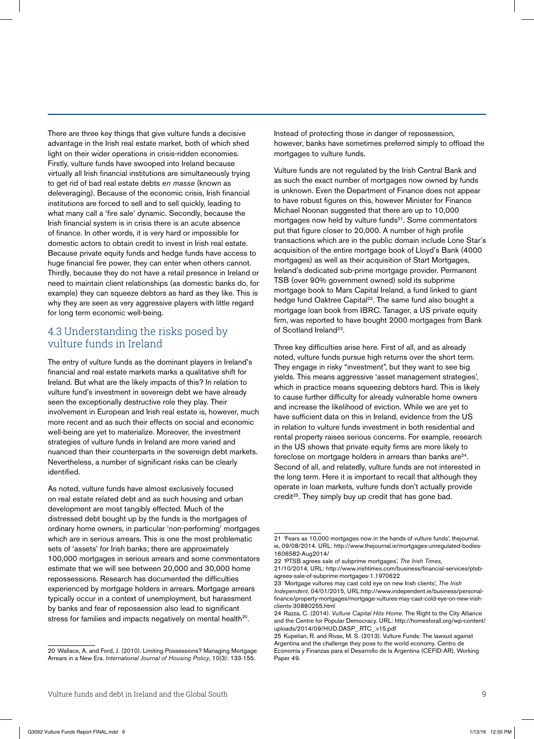There are three key things that give vulture funds a decisive advantage in the Irish real estate market, both of which shed light on their wider operations in crisis-ridden economies. Firstly, vulture funds have swooped into Ireland because virtually all Irish financial institutions are simultaneously trying to get rid of bad real estate debts *en masse* (known as deleveraging). Because of the economic crisis, Irish financial institutions are forced to sell and to sell quickly, leading to what many call a 'fire sale' dynamic. Secondly, because the Irish financial system is in crisis there is an acute absence of finance. In other words, it is very hard or impossible for domestic actors to obtain credit to invest in Irish real estate. Because private equity funds and hedge funds have access to huge financial fire power, they can enter when others cannot. Thirdly, because they do not have a retail presence in Ireland or need to maintain client relationships (as domestic banks do, for example) they can squeeze debtors as hard as they like. This is why they are seen as very aggressive players with little regard for long term economic well-being.

## 4.3 Understanding the risks posed by vulture funds in Ireland

The entry of vulture funds as the dominant players in Ireland's financial and real estate markets marks a qualitative shift for Ireland. But what are the likely impacts of this? In relation to vulture fund's investment in sovereign debt we have already seen the exceptionally destructive role they play. Their involvement in European and Irish real estate is, however, much more recent and as such their effects on social and economic well-being are yet to materialize. Moreover, the investment strategies of vulture funds in Ireland are more varied and nuanced than their counterparts in the sovereign debt markets. Nevertheless, a number of significant risks can be clearly identified.

As noted, vulture funds have almost exclusively focused on real estate related debt and as such housing and urban development are most tangibly effected. Much of the distressed debt bought up by the funds is the mortgages of ordinary home owners, in particular 'non-performing' mortgages which are in serious arrears. This is one the most problematic sets of 'assets' for Irish banks; there are approximately 100,000 mortgages in serious arrears and some commentators estimate that we will see between 20,000 and 30,000 home repossessions. Research has documented the difficulties experienced by mortgage holders in arrears. Mortgage arrears typically occur in a context of unemployment, but harassment by banks and fear of repossession also lead to significant stress for families and impacts negatively on mental health[20].

Instead of protecting those in danger of repossession, however, banks have sometimes preferred simply to offload the mortgages to vulture funds.

Vulture funds are not regulated by the Irish Central Bank and as such the exact number of mortgages now owned by funds is unknown. Even the Department of Finance does not appear to have robust figures on this, however Minister for Finance Michael Noonan suggested that there are up to 10,000 mortgages now held by vulture funds[21]. Some commentators put that figure closer to 20,000. A number of high profile transactions which are in the public domain include Lone Star's acquisition of the entire mortgage book of Lloyd's Bank (4000 mortgages) as well as their acquisition of Start Mortgages, Ireland's dedicated sub-prime mortgage provider. Permanent TSB (over 90% government owned) sold its subprime mortgage book to Mars Capital Ireland, a fund linked to giant hedge fund Oaktree Capital[22]. The same fund also bought a mortgage loan book from IBRC. Tanager, a US private equity firm, was reported to have bought 2000 mortgages from Bank of Scotland Ireland[23].

Three key difficulties arise here. First of all, and as already noted, vulture funds pursue high returns over the short term. They engage in risky "investment", but they want to see big yields. This means aggressive 'asset management strategies', which in practice means squeezing debtors hard. This is likely to cause further difficulty for already vulnerable home owners and increase the likelihood of eviction. While we are yet to have sufficient data on this in Ireland, evidence from the US in relation to vulture funds investment in both residential and rental property raises serious concerns. For example, research in the US shows that private equity firms are more likely to foreclose on mortgage holders in arrears than banks are[24]. Second of all, and relatedly, vulture funds are not interested in the long term. Here it is important to recall that although they operate in loan markets, vulture funds don't actually provide credit[25]. They simply buy up credit that has gone bad.

---

20 Wallace, A. and Ford, J. (2010). Limiting Possessions? Managing Mortgage Arrears in a New Era. *International Journal of Housing Policy*, 10(3): 133-155.

21 'Fears as 10,000 mortgages now in the hands of vulture funds', thejournal.ie, 09/08/2014. URL: http://www.thejournal.ie/mortgages-unregulated-bodies-1606582-Aug2014/

22 'PTSB agrees sale of subprime mortgages', *The Irish Times*, 21/10/2014, URL: http://www.irishtimes.com/business/financial-services/ptsb-agrees-sale-of-subprime-mortgages-1.1970622

23 'Mortgage vultures may cast cold eye on new Irish clients', *The Irish Independent*, 04/01/2015, URL:http://www.independent.ie/business/personal-finance/property-mortgages/mortgage-vultures-may-cast-cold-eye-on-new-irish-clients-30880255.html

24 Razza, C. (2014). *Vulture Capital Hits Home*. The Right to the City Alliance and the Centre for Popular Democracy. URL: http://homesforall.org/wp-content/uploads/2014/09/HUD.DASP_.RTC_.v15.pdf

25 Kupelian, R. and Rivas, M. S. (2013). Vulture Funds: The lawsuit against Argentina and the challenge they pose to the world economy. Centro de Economía y Finanzas para el Desarrollo de la Argentina (CEFID-AR), Working Paper 49.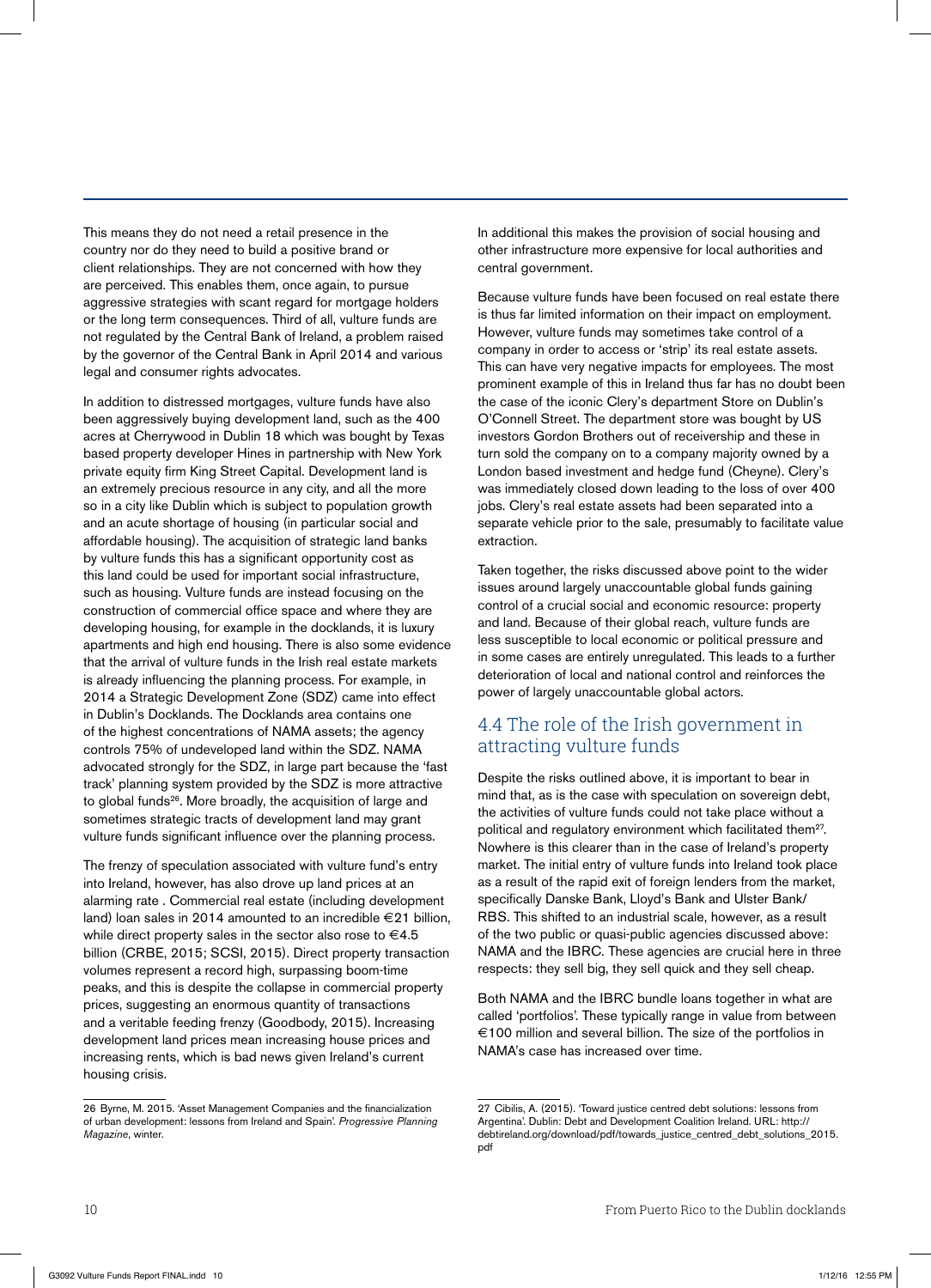This means they do not need a retail presence in the country nor do they need to build a positive brand or client relationships. They are not concerned with how they are perceived. This enables them, once again, to pursue aggressive strategies with scant regard for mortgage holders or the long term consequences. Third of all, vulture funds are not regulated by the Central Bank of Ireland, a problem raised by the governor of the Central Bank in April 2014 and various legal and consumer rights advocates.

In addition to distressed mortgages, vulture funds have also been aggressively buying development land, such as the 400 acres at Cherrywood in Dublin 18 which was bought by Texas based property developer Hines in partnership with New York private equity firm King Street Capital. Development land is an extremely precious resource in any city, and all the more so in a city like Dublin which is subject to population growth and an acute shortage of housing (in particular social and affordable housing). The acquisition of strategic land banks by vulture funds this has a significant opportunity cost as this land could be used for important social infrastructure, such as housing. Vulture funds are instead focusing on the construction of commercial office space and where they are developing housing, for example in the docklands, it is luxury apartments and high end housing. There is also some evidence that the arrival of vulture funds in the Irish real estate markets is already influencing the planning process. For example, in 2014 a Strategic Development Zone (SDZ) came into effect in Dublin's Docklands. The Docklands area contains one of the highest concentrations of NAMA assets; the agency controls 75% of undeveloped land within the SDZ. NAMA advocated strongly for the SDZ, in large part because the 'fast track' planning system provided by the SDZ is more attractive to global funds[26]. More broadly, the acquisition of large and sometimes strategic tracts of development land may grant vulture funds significant influence over the planning process.

The frenzy of speculation associated with vulture fund's entry into Ireland, however, has also drove up land prices at an alarming rate . Commercial real estate (including development land) loan sales in 2014 amounted to an incredible €21 billion, while direct property sales in the sector also rose to €4.5 billion (CRBE, 2015; SCSI, 2015). Direct property transaction volumes represent a record high, surpassing boom-time peaks, and this is despite the collapse in commercial property prices, suggesting an enormous quantity of transactions and a veritable feeding frenzy (Goodbody, 2015). Increasing development land prices mean increasing house prices and increasing rents, which is bad news given Ireland's current housing crisis.

In additional this makes the provision of social housing and other infrastructure more expensive for local authorities and central government.

Because vulture funds have been focused on real estate there is thus far limited information on their impact on employment. However, vulture funds may sometimes take control of a company in order to access or 'strip' its real estate assets. This can have very negative impacts for employees. The most prominent example of this in Ireland thus far has no doubt been the case of the iconic Clery's department Store on Dublin's O'Connell Street. The department store was bought by US investors Gordon Brothers out of receivership and these in turn sold the company on to a company majority owned by a London based investment and hedge fund (Cheyne). Clery's was immediately closed down leading to the loss of over 400 jobs. Clery's real estate assets had been separated into a separate vehicle prior to the sale, presumably to facilitate value extraction.

Taken together, the risks discussed above point to the wider issues around largely unaccountable global funds gaining control of a crucial social and economic resource: property and land. Because of their global reach, vulture funds are less susceptible to local economic or political pressure and in some cases are entirely unregulated. This leads to a further deterioration of local and national control and reinforces the power of largely unaccountable global actors.

## 4.4 The role of the Irish government in attracting vulture funds

Despite the risks outlined above, it is important to bear in mind that, as is the case with speculation on sovereign debt, the activities of vulture funds could not take place without a political and regulatory environment which facilitated them[27]. Nowhere is this clearer than in the case of Ireland's property market. The initial entry of vulture funds into Ireland took place as a result of the rapid exit of foreign lenders from the market, specifically Danske Bank, Lloyd's Bank and Ulster Bank/RBS. This shifted to an industrial scale, however, as a result of the two public or quasi-public agencies discussed above: NAMA and the IBRC. These agencies are crucial here in three respects: they sell big, they sell quick and they sell cheap.

Both NAMA and the IBRC bundle loans together in what are called 'portfolios'. These typically range in value from between €100 million and several billion. The size of the portfolios in NAMA's case has increased over time.

---

26 Byrne, M. 2015. 'Asset Management Companies and the financialization of urban development: lessons from Ireland and Spain'. *Progressive Planning Magazine*, winter.

27 Cibilis, A. (2015). 'Toward justice centred debt solutions: lessons from Argentina'. Dublin: Debt and Development Coalition Ireland. URL: http://debtireland.org/download/pdf/towards_justice_centred_debt_solutions_2015.pdf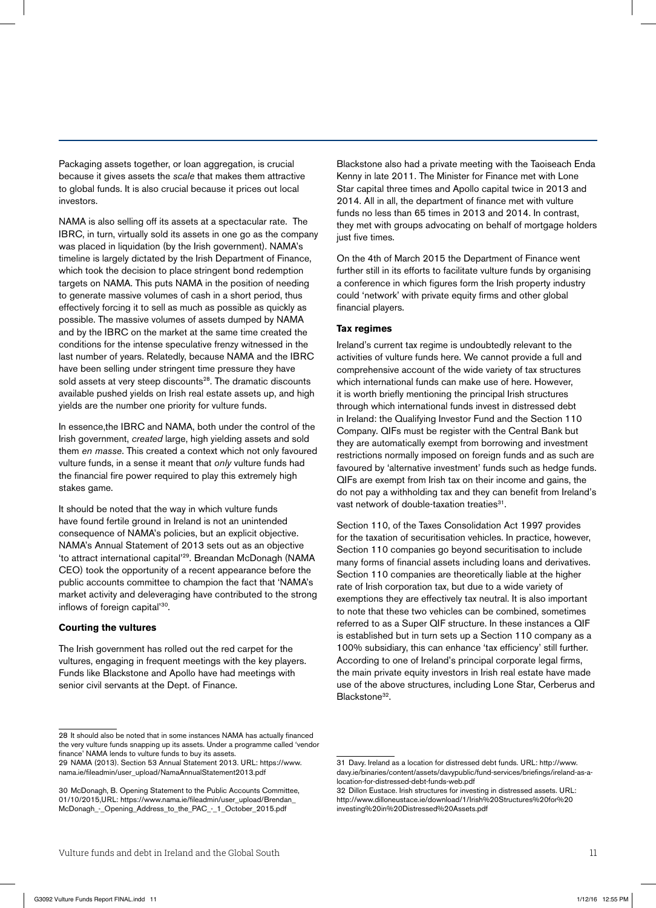Packaging assets together, or loan aggregation, is crucial because it gives assets the *scale* that makes them attractive to global funds. It is also crucial because it prices out local investors.

NAMA is also selling off its assets at a spectacular rate. The IBRC, in turn, virtually sold its assets in one go as the company was placed in liquidation (by the Irish government). NAMA's timeline is largely dictated by the Irish Department of Finance, which took the decision to place stringent bond redemption targets on NAMA. This puts NAMA in the position of needing to generate massive volumes of cash in a short period, thus effectively forcing it to sell as much as possible as quickly as possible. The massive volumes of assets dumped by NAMA and by the IBRC on the market at the same time created the conditions for the intense speculative frenzy witnessed in the last number of years. Relatedly, because NAMA and the IBRC have been selling under stringent time pressure they have sold assets at very steep discounts[28]. The dramatic discounts available pushed yields on Irish real estate assets up, and high yields are the number one priority for vulture funds.

In essence,the IBRC and NAMA, both under the control of the Irish government, *created* large, high yielding assets and sold them *en masse*. This created a context which not only favoured vulture funds, in a sense it meant that *only* vulture funds had the financial fire power required to play this extremely high stakes game.

It should be noted that the way in which vulture funds have found fertile ground in Ireland is not an unintended consequence of NAMA's policies, but an explicit objective. NAMA's Annual Statement of 2013 sets out as an objective 'to attract international capital'[29]. Breandan McDonagh (NAMA CEO) took the opportunity of a recent appearance before the public accounts committee to champion the fact that 'NAMA's market activity and deleveraging have contributed to the strong inflows of foreign capital'[30].

**Courting the vultures**

The Irish government has rolled out the red carpet for the vultures, engaging in frequent meetings with the key players. Funds like Blackstone and Apollo have had meetings with senior civil servants at the Dept. of Finance.

Blackstone also had a private meeting with the Taoiseach Enda Kenny in late 2011. The Minister for Finance met with Lone Star capital three times and Apollo capital twice in 2013 and 2014. All in all, the department of finance met with vulture funds no less than 65 times in 2013 and 2014. In contrast, they met with groups advocating on behalf of mortgage holders just five times.

On the 4th of March 2015 the Department of Finance went further still in its efforts to facilitate vulture funds by organising a conference in which figures form the Irish property industry could 'network' with private equity firms and other global financial players.

**Tax regimes**

Ireland's current tax regime is undoubtedly relevant to the activities of vulture funds here. We cannot provide a full and comprehensive account of the wide variety of tax structures which international funds can make use of here. However, it is worth briefly mentioning the principal Irish structures through which international funds invest in distressed debt in Ireland: the Qualifying Investor Fund and the Section 110 Company. QIFs must be register with the Central Bank but they are automatically exempt from borrowing and investment restrictions normally imposed on foreign funds and as such are favoured by 'alternative investment' funds such as hedge funds. QIFs are exempt from Irish tax on their income and gains, the do not pay a withholding tax and they can benefit from Ireland's vast network of double-taxation treaties[31].

Section 110, of the Taxes Consolidation Act 1997 provides for the taxation of securitisation vehicles. In practice, however, Section 110 companies go beyond securitisation to include many forms of financial assets including loans and derivatives. Section 110 companies are theoretically liable at the higher rate of Irish corporation tax, but due to a wide variety of exemptions they are effectively tax neutral. It is also important to note that these two vehicles can be combined, sometimes referred to as a Super QIF structure. In these instances a QIF is established but in turn sets up a Section 110 company as a 100% subsidiary, this can enhance 'tax efficiency' still further. According to one of Ireland's principal corporate legal firms, the main private equity investors in Irish real estate have made use of the above structures, including Lone Star, Cerberus and Blackstone[32].

---

28 It should also be noted that in some instances NAMA has actually financed the very vulture funds snapping up its assets. Under a programme called 'vendor finance' NAMA lends to vulture funds to buy its assets.

29 NAMA (2013). Section 53 Annual Statement 2013. URL: https://www.nama.ie/fileadmin/user_upload/NamaAnnualStatement2013.pdf

30 McDonagh, B. Opening Statement to the Public Accounts Committee, 01/10/2015,URL: https://www.nama.ie/fileadmin/user_upload/Brendan_McDonagh_-_Opening_Address_to_the_PAC_-_1_October_2015.pdf

31 Davy. Ireland as a location for distressed debt funds. URL: http://www.davy.ie/binaries/content/assets/davypublic/fund-services/briefings/ireland-as-a-location-for-distressed-debt-funds-web.pdf

32 Dillon Eustace. Irish structures for investing in distressed assets. URL: http://www.dilloneustace.ie/download/1/Irish%20Structures%20for%20investing%20in%20Distressed%20Assets.pdf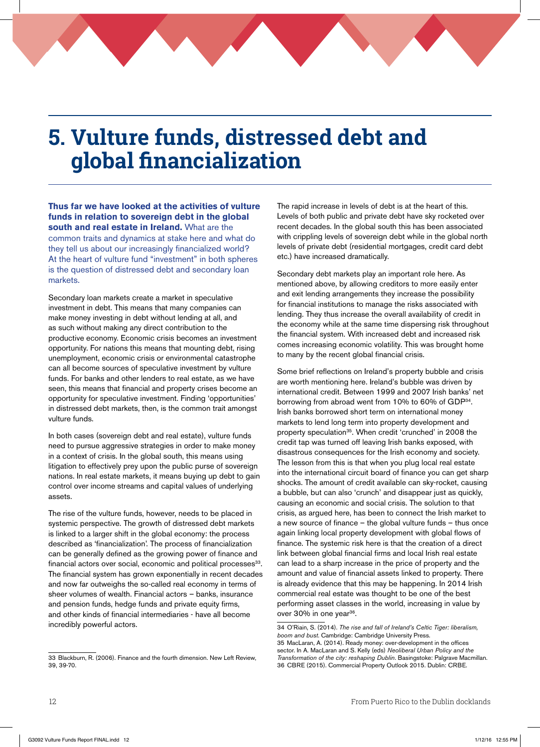# 5. Vulture funds, distressed debt and global financialization

**Thus far we have looked at the activities of vulture funds in relation to sovereign debt in the global south and real estate in Ireland.** What are the common traits and dynamics at stake here and what do they tell us about our increasingly financialized world? At the heart of vulture fund "investment" in both spheres is the question of distressed debt and secondary loan markets.

Secondary loan markets create a market in speculative investment in debt. This means that many companies can make money investing in debt without lending at all, and as such without making any direct contribution to the productive economy. Economic crisis becomes an investment opportunity. For nations this means that mounting debt, rising unemployment, economic crisis or environmental catastrophe can all become sources of speculative investment by vulture funds. For banks and other lenders to real estate, as we have seen, this means that financial and property crises become an opportunity for speculative investment. Finding 'opportunities' in distressed debt markets, then, is the common trait amongst vulture funds.

In both cases (sovereign debt and real estate), vulture funds need to pursue aggressive strategies in order to make money in a context of crisis. In the global south, this means using litigation to effectively prey upon the public purse of sovereign nations. In real estate markets, it means buying up debt to gain control over income streams and capital values of underlying assets.

The rise of the vulture funds, however, needs to be placed in systemic perspective. The growth of distressed debt markets is linked to a larger shift in the global economy: the process described as 'financialization'. The process of financialization can be generally defined as the growing power of finance and financial actors over social, economic and political processes[33]. The financial system has grown exponentially in recent decades and now far outweighs the so-called real economy in terms of sheer volumes of wealth. Financial actors – banks, insurance and pension funds, hedge funds and private equity firms, and other kinds of financial intermediaries - have all become incredibly powerful actors.

The rapid increase in levels of debt is at the heart of this. Levels of both public and private debt have sky rocketed over recent decades. In the global south this has been associated with crippling levels of sovereign debt while in the global north levels of private debt (residential mortgages, credit card debt etc.) have increased dramatically.

Secondary debt markets play an important role here. As mentioned above, by allowing creditors to more easily enter and exit lending arrangements they increase the possibility for financial institutions to manage the risks associated with lending. They thus increase the overall availability of credit in the economy while at the same time dispersing risk throughout the financial system. With increased debt and increased risk comes increasing economic volatility. This was brought home to many by the recent global financial crisis.

Some brief reflections on Ireland's property bubble and crisis are worth mentioning here. Ireland's bubble was driven by international credit. Between 1999 and 2007 Irish banks' net borrowing from abroad went from 10% to 60% of GDP[34]. Irish banks borrowed short term on international money markets to lend long term into property development and property speculation[35]. When credit 'crunched' in 2008 the credit tap was turned off leaving Irish banks exposed, with disastrous consequences for the Irish economy and society. The lesson from this is that when you plug local real estate into the international circuit board of finance you can get sharp shocks. The amount of credit available can sky-rocket, causing a bubble, but can also 'crunch' and disappear just as quickly, causing an economic and social crisis. The solution to that crisis, as argued here, has been to connect the Irish market to a new source of finance – the global vulture funds – thus once again linking local property development with global flows of finance. The systemic risk here is that the creation of a direct link between global financial firms and local Irish real estate can lead to a sharp increase in the price of property and the amount and value of financial assets linked to property. There is already evidence that this may be happening. In 2014 Irish commercial real estate was thought to be one of the best performing asset classes in the world, increasing in value by over 30% in one year[36].

---

33 Blackburn, R. (2006). Finance and the fourth dimension. New Left Review, 39, 39-70.

34 O'Riain, S. (2014). *The rise and fall of Ireland's Celtic Tiger: liberalism, boom and bust.* Cambridge: Cambridge University Press.

35 MacLaran, A. (2014). Ready money: over-development in the offices sector. In A. MacLaran and S. Kelly (eds) *Neoliberal Urban Policy and the Transformation of the city: reshaping Dublin*. Basingstoke: Palgrave Macmillan.

36 CBRE (2015). Commercial Property Outlook 2015. Dublin: CRBE.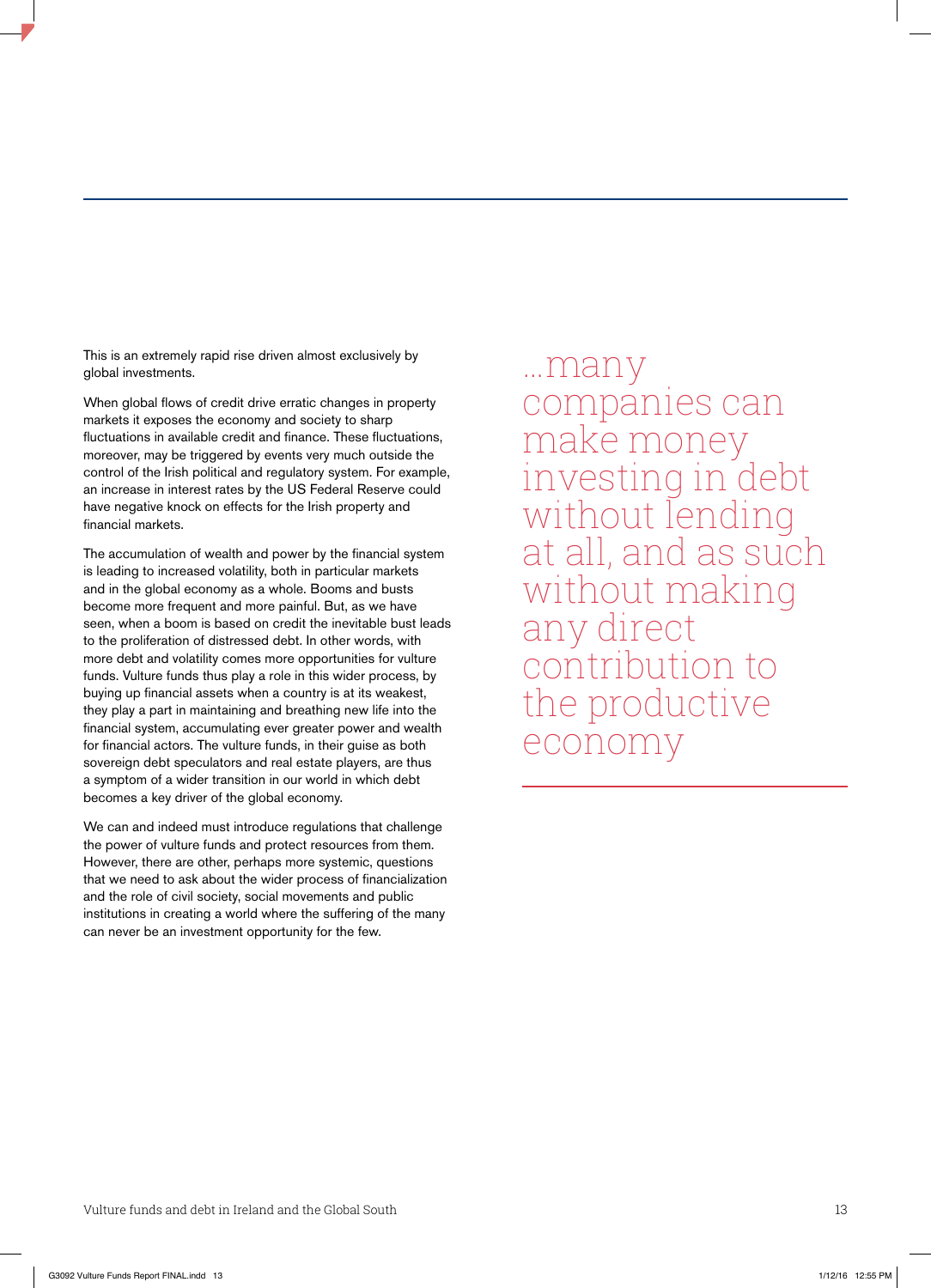This is an extremely rapid rise driven almost exclusively by global investments.

When global flows of credit drive erratic changes in property markets it exposes the economy and society to sharp fluctuations in available credit and finance. These fluctuations, moreover, may be triggered by events very much outside the control of the Irish political and regulatory system. For example, an increase in interest rates by the US Federal Reserve could have negative knock on effects for the Irish property and financial markets.

The accumulation of wealth and power by the financial system is leading to increased volatility, both in particular markets and in the global economy as a whole. Booms and busts become more frequent and more painful. But, as we have seen, when a boom is based on credit the inevitable bust leads to the proliferation of distressed debt. In other words, with more debt and volatility comes more opportunities for vulture funds. Vulture funds thus play a role in this wider process, by buying up financial assets when a country is at its weakest, they play a part in maintaining and breathing new life into the financial system, accumulating ever greater power and wealth for financial actors. The vulture funds, in their guise as both sovereign debt speculators and real estate players, are thus a symptom of a wider transition in our world in which debt becomes a key driver of the global economy.

We can and indeed must introduce regulations that challenge the power of vulture funds and protect resources from them. However, there are other, perhaps more systemic, questions that we need to ask about the wider process of financialization and the role of civil society, social movements and public institutions in creating a world where the suffering of the many can never be an investment opportunity for the few.

> ...many companies can make money investing in debt without lending at all, and as such without making any direct contribution to the productive economy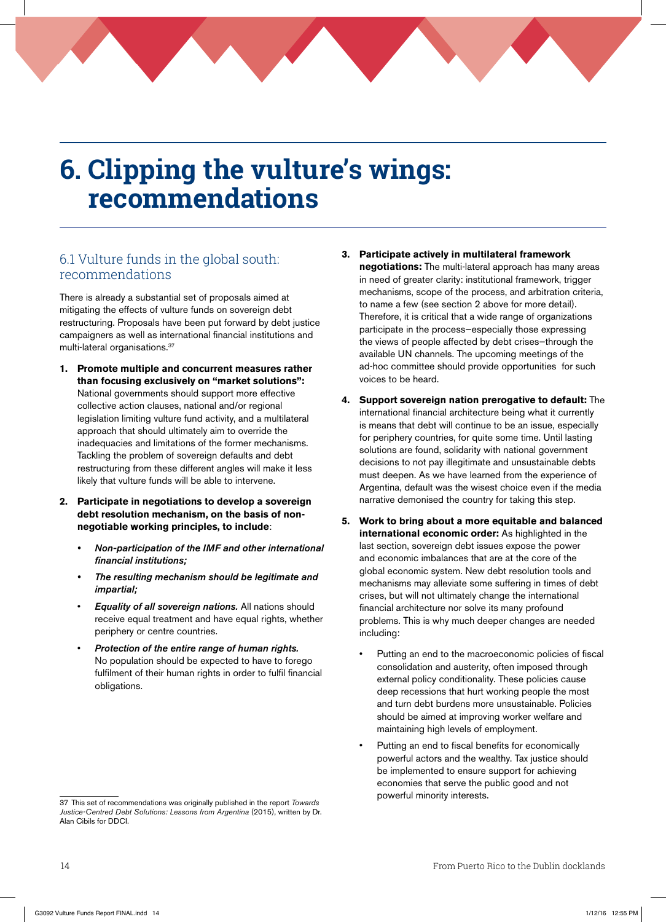# 6. Clipping the vulture's wings: recommendations

## 6.1 Vulture funds in the global south: recommendations

There is already a substantial set of proposals aimed at mitigating the effects of vulture funds on sovereign debt restructuring. Proposals have been put forward by debt justice campaigners as well as international financial institutions and multi-lateral organisations.[37]

1. **Promote multiple and concurrent measures rather than focusing exclusively on "market solutions":** National governments should support more effective collective action clauses, national and/or regional legislation limiting vulture fund activity, and a multilateral approach that should ultimately aim to override the inadequacies and limitations of the former mechanisms. Tackling the problem of sovereign defaults and debt restructuring from these different angles will make it less likely that vulture funds will be able to intervene.

2. **Participate in negotiations to develop a sovereign debt resolution mechanism, on the basis of non-negotiable working principles, to include**:
   - ***Non-participation of the IMF and other international financial institutions;***
   - ***The resulting mechanism should be legitimate and impartial;***
   - ***Equality of all sovereign nations.*** All nations should receive equal treatment and have equal rights, whether periphery or centre countries.
   - ***Protection of the entire range of human rights.*** No population should be expected to have to forego fulfilment of their human rights in order to fulfil financial obligations.

3. **Participate actively in multilateral framework negotiations:** The multi-lateral approach has many areas in need of greater clarity: institutional framework, trigger mechanisms, scope of the process, and arbitration criteria, to name a few (see section 2 above for more detail). Therefore, it is critical that a wide range of organizations participate in the process—especially those expressing the views of people affected by debt crises—through the available UN channels. The upcoming meetings of the ad-hoc committee should provide opportunities for such voices to be heard.

4. **Support sovereign nation prerogative to default:** The international financial architecture being what it currently is means that debt will continue to be an issue, especially for periphery countries, for quite some time. Until lasting solutions are found, solidarity with national government decisions to not pay illegitimate and unsustainable debts must deepen. As we have learned from the experience of Argentina, default was the wisest choice even if the media narrative demonised the country for taking this step.

5. **Work to bring about a more equitable and balanced international economic order:** As highlighted in the last section, sovereign debt issues expose the power and economic imbalances that are at the core of the global economic system. New debt resolution tools and mechanisms may alleviate some suffering in times of debt crises, but will not ultimately change the international financial architecture nor solve its many profound problems. This is why much deeper changes are needed including:
   - Putting an end to the macroeconomic policies of fiscal consolidation and austerity, often imposed through external policy conditionality. These policies cause deep recessions that hurt working people the most and turn debt burdens more unsustainable. Policies should be aimed at improving worker welfare and maintaining high levels of employment.
   - Putting an end to fiscal benefits for economically powerful actors and the wealthy. Tax justice should be implemented to ensure support for achieving economies that serve the public good and not powerful minority interests.

---

37 This set of recommendations was originally published in the report *Towards Justice-Centred Debt Solutions: Lessons from Argentina* (2015), written by Dr. Alan Cibils for DDCI.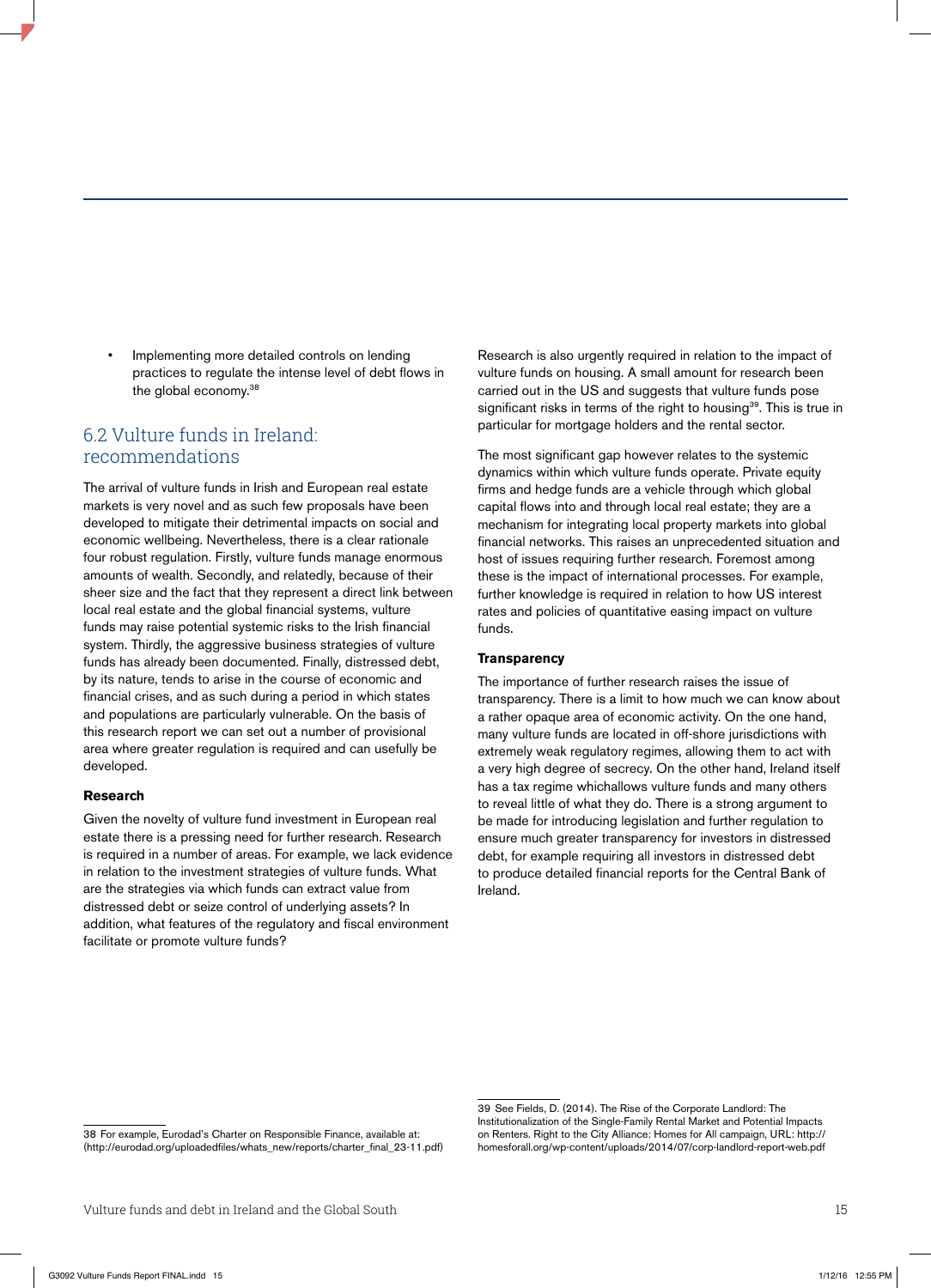- Implementing more detailed controls on lending practices to regulate the intense level of debt flows in the global economy.[38]

## 6.2 Vulture funds in Ireland: recommendations

The arrival of vulture funds in Irish and European real estate markets is very novel and as such few proposals have been developed to mitigate their detrimental impacts on social and economic wellbeing. Nevertheless, there is a clear rationale four robust regulation. Firstly, vulture funds manage enormous amounts of wealth. Secondly, and relatedly, because of their sheer size and the fact that they represent a direct link between local real estate and the global financial systems, vulture funds may raise potential systemic risks to the Irish financial system. Thirdly, the aggressive business strategies of vulture funds has already been documented. Finally, distressed debt, by its nature, tends to arise in the course of economic and financial crises, and as such during a period in which states and populations are particularly vulnerable. On the basis of this research report we can set out a number of provisional area where greater regulation is required and can usefully be developed.

**Research**

Given the novelty of vulture fund investment in European real estate there is a pressing need for further research. Research is required in a number of areas. For example, we lack evidence in relation to the investment strategies of vulture funds. What are the strategies via which funds can extract value from distressed debt or seize control of underlying assets? In addition, what features of the regulatory and fiscal environment facilitate or promote vulture funds?

Research is also urgently required in relation to the impact of vulture funds on housing. A small amount for research been carried out in the US and suggests that vulture funds pose significant risks in terms of the right to housing[39]. This is true in particular for mortgage holders and the rental sector.

The most significant gap however relates to the systemic dynamics within which vulture funds operate. Private equity firms and hedge funds are a vehicle through which global capital flows into and through local real estate; they are a mechanism for integrating local property markets into global financial networks. This raises an unprecedented situation and host of issues requiring further research. Foremost among these is the impact of international processes. For example, further knowledge is required in relation to how US interest rates and policies of quantitative easing impact on vulture funds.

**Transparency**

The importance of further research raises the issue of transparency. There is a limit to how much we can know about a rather opaque area of economic activity. On the one hand, many vulture funds are located in off-shore jurisdictions with extremely weak regulatory regimes, allowing them to act with a very high degree of secrecy. On the other hand, Ireland itself has a tax regime whichallows vulture funds and many others to reveal little of what they do. There is a strong argument to be made for introducing legislation and further regulation to ensure much greater transparency for investors in distressed debt, for example requiring all investors in distressed debt to produce detailed financial reports for the Central Bank of Ireland.

---

38 For example, Eurodad's Charter on Responsible Finance, available at: (http://eurodad.org/uploadedfiles/whats_new/reports/charter_final_23-11.pdf)

39 See Fields, D. (2014). The Rise of the Corporate Landlord: The Institutionalization of the Single-Family Rental Market and Potential Impacts on Renters. Right to the City Alliance: Homes for All campaign, URL: http://homesforall.org/wp-content/uploads/2014/07/corp-landlord-report-web.pdf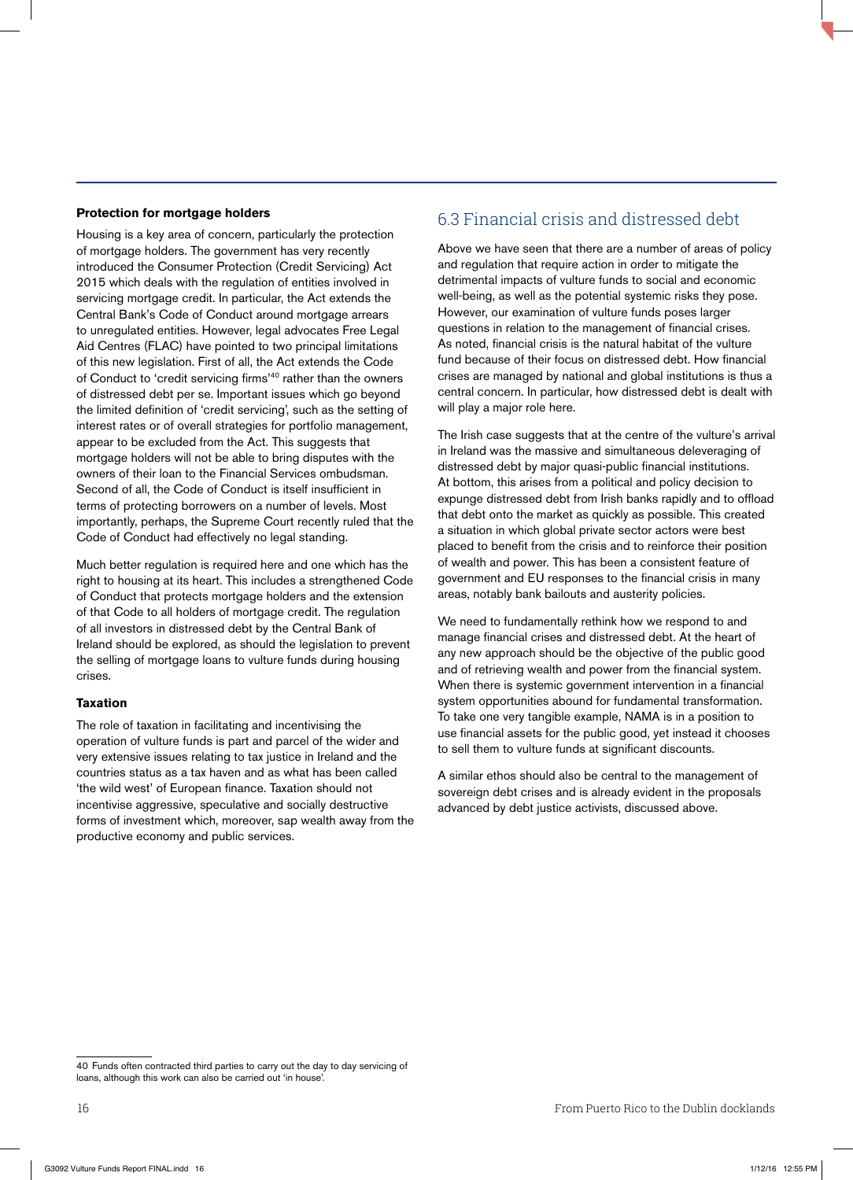**Protection for mortgage holders**

Housing is a key area of concern, particularly the protection of mortgage holders. The government has very recently introduced the Consumer Protection (Credit Servicing) Act 2015 which deals with the regulation of entities involved in servicing mortgage credit. In particular, the Act extends the Central Bank's Code of Conduct around mortgage arrears to unregulated entities. However, legal advocates Free Legal Aid Centres (FLAC) have pointed to two principal limitations of this new legislation. First of all, the Act extends the Code of Conduct to 'credit servicing firms'[40] rather than the owners of distressed debt per se. Important issues which go beyond the limited definition of 'credit servicing', such as the setting of interest rates or of overall strategies for portfolio management, appear to be excluded from the Act. This suggests that mortgage holders will not be able to bring disputes with the owners of their loan to the Financial Services ombudsman. Second of all, the Code of Conduct is itself insufficient in terms of protecting borrowers on a number of levels. Most importantly, perhaps, the Supreme Court recently ruled that the Code of Conduct had effectively no legal standing.

Much better regulation is required here and one which has the right to housing at its heart. This includes a strengthened Code of Conduct that protects mortgage holders and the extension of that Code to all holders of mortgage credit. The regulation of all investors in distressed debt by the Central Bank of Ireland should be explored, as should the legislation to prevent the selling of mortgage loans to vulture funds during housing crises.

**Taxation**

The role of taxation in facilitating and incentivising the operation of vulture funds is part and parcel of the wider and very extensive issues relating to tax justice in Ireland and the countries status as a tax haven and as what has been called 'the wild west' of European finance. Taxation should not incentivise aggressive, speculative and socially destructive forms of investment which, moreover, sap wealth away from the productive economy and public services.

## 6.3 Financial crisis and distressed debt

Above we have seen that there are a number of areas of policy and regulation that require action in order to mitigate the detrimental impacts of vulture funds to social and economic well-being, as well as the potential systemic risks they pose. However, our examination of vulture funds poses larger questions in relation to the management of financial crises. As noted, financial crisis is the natural habitat of the vulture fund because of their focus on distressed debt. How financial crises are managed by national and global institutions is thus a central concern. In particular, how distressed debt is dealt with will play a major role here.

The Irish case suggests that at the centre of the vulture's arrival in Ireland was the massive and simultaneous deleveraging of distressed debt by major quasi-public financial institutions. At bottom, this arises from a political and policy decision to expunge distressed debt from Irish banks rapidly and to offload that debt onto the market as quickly as possible. This created a situation in which global private sector actors were best placed to benefit from the crisis and to reinforce their position of wealth and power. This has been a consistent feature of government and EU responses to the financial crisis in many areas, notably bank bailouts and austerity policies.

We need to fundamentally rethink how we respond to and manage financial crises and distressed debt. At the heart of any new approach should be the objective of the public good and of retrieving wealth and power from the financial system. When there is systemic government intervention in a financial system opportunities abound for fundamental transformation. To take one very tangible example, NAMA is in a position to use financial assets for the public good, yet instead it chooses to sell them to vulture funds at significant discounts.

A similar ethos should also be central to the management of sovereign debt crises and is already evident in the proposals advanced by debt justice activists, discussed above.

---

40 Funds often contracted third parties to carry out the day to day servicing of loans, although this work can also be carried out 'in house'.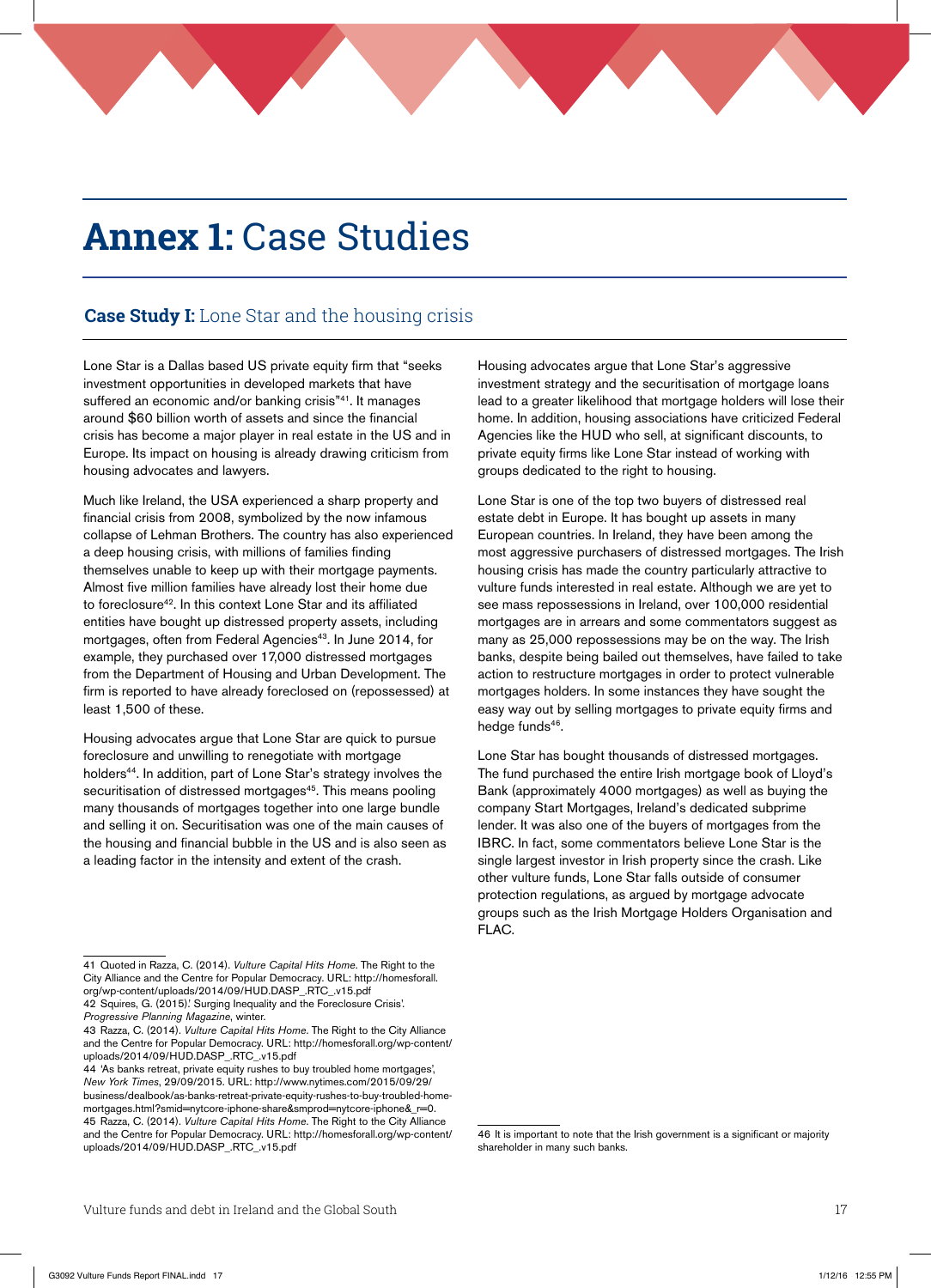# **Annex 1:** Case Studies

## **Case Study I:** Lone Star and the housing crisis

Lone Star is a Dallas based US private equity firm that "seeks investment opportunities in developed markets that have suffered an economic and/or banking crisis"[41]. It manages around $60 billion worth of assets and since the financial crisis has become a major player in real estate in the US and in Europe. Its impact on housing is already drawing criticism from housing advocates and lawyers.

Much like Ireland, the USA experienced a sharp property and financial crisis from 2008, symbolized by the now infamous collapse of Lehman Brothers. The country has also experienced a deep housing crisis, with millions of families finding themselves unable to keep up with their mortgage payments. Almost five million families have already lost their home due to foreclosure[42]. In this context Lone Star and its affiliated entities have bought up distressed property assets, including mortgages, often from Federal Agencies[43]. In June 2014, for example, they purchased over 17,000 distressed mortgages from the Department of Housing and Urban Development. The firm is reported to have already foreclosed on (repossessed) at least 1,500 of these.

Housing advocates argue that Lone Star are quick to pursue foreclosure and unwilling to renegotiate with mortgage holders[44]. In addition, part of Lone Star's strategy involves the securitisation of distressed mortgages[45]. This means pooling many thousands of mortgages together into one large bundle and selling it on. Securitisation was one of the main causes of the housing and financial bubble in the US and is also seen as a leading factor in the intensity and extent of the crash.

Housing advocates argue that Lone Star's aggressive investment strategy and the securitisation of mortgage loans lead to a greater likelihood that mortgage holders will lose their home. In addition, housing associations have criticized Federal Agencies like the HUD who sell, at significant discounts, to private equity firms like Lone Star instead of working with groups dedicated to the right to housing.

Lone Star is one of the top two buyers of distressed real estate debt in Europe. It has bought up assets in many European countries. In Ireland, they have been among the most aggressive purchasers of distressed mortgages. The Irish housing crisis has made the country particularly attractive to vulture funds interested in real estate. Although we are yet to see mass repossessions in Ireland, over 100,000 residential mortgages are in arrears and some commentators suggest as many as 25,000 repossessions may be on the way. The Irish banks, despite being bailed out themselves, have failed to take action to restructure mortgages in order to protect vulnerable mortgages holders. In some instances they have sought the easy way out by selling mortgages to private equity firms and hedge funds[46].

Lone Star has bought thousands of distressed mortgages. The fund purchased the entire Irish mortgage book of Lloyd's Bank (approximately 4000 mortgages) as well as buying the company Start Mortgages, Ireland's dedicated subprime lender. It was also one of the buyers of mortgages from the IBRC. In fact, some commentators believe Lone Star is the single largest investor in Irish property since the crash. Like other vulture funds, Lone Star falls outside of consumer protection regulations, as argued by mortgage advocate groups such as the Irish Mortgage Holders Organisation and FLAC.

---

41 Quoted in Razza, C. (2014). *Vulture Capital Hits Home*. The Right to the City Alliance and the Centre for Popular Democracy. URL: http://homesforall.org/wp-content/uploads/2014/09/HUD.DASP_.RTC_.v15.pdf

42 Squires, G. (2015).' Surging Inequality and the Foreclosure Crisis'. *Progressive Planning Magazine*, winter.

43 Razza, C. (2014). *Vulture Capital Hits Home*. The Right to the City Alliance and the Centre for Popular Democracy. URL: http://homesforall.org/wp-content/uploads/2014/09/HUD.DASP_.RTC_.v15.pdf

44 'As banks retreat, private equity rushes to buy troubled home mortgages', *New York Times*, 29/09/2015. URL: http://www.nytimes.com/2015/09/29/business/dealbook/as-banks-retreat-private-equity-rushes-to-buy-troubled-home-mortgages.html?smid=nytcore-iphone-share&smprod=nytcore-iphone&_r=0.

45 Razza, C. (2014). *Vulture Capital Hits Home*. The Right to the City Alliance and the Centre for Popular Democracy. URL: http://homesforall.org/wp-content/uploads/2014/09/HUD.DASP_.RTC_.v15.pdf

46 It is important to note that the Irish government is a significant or majority shareholder in many such banks.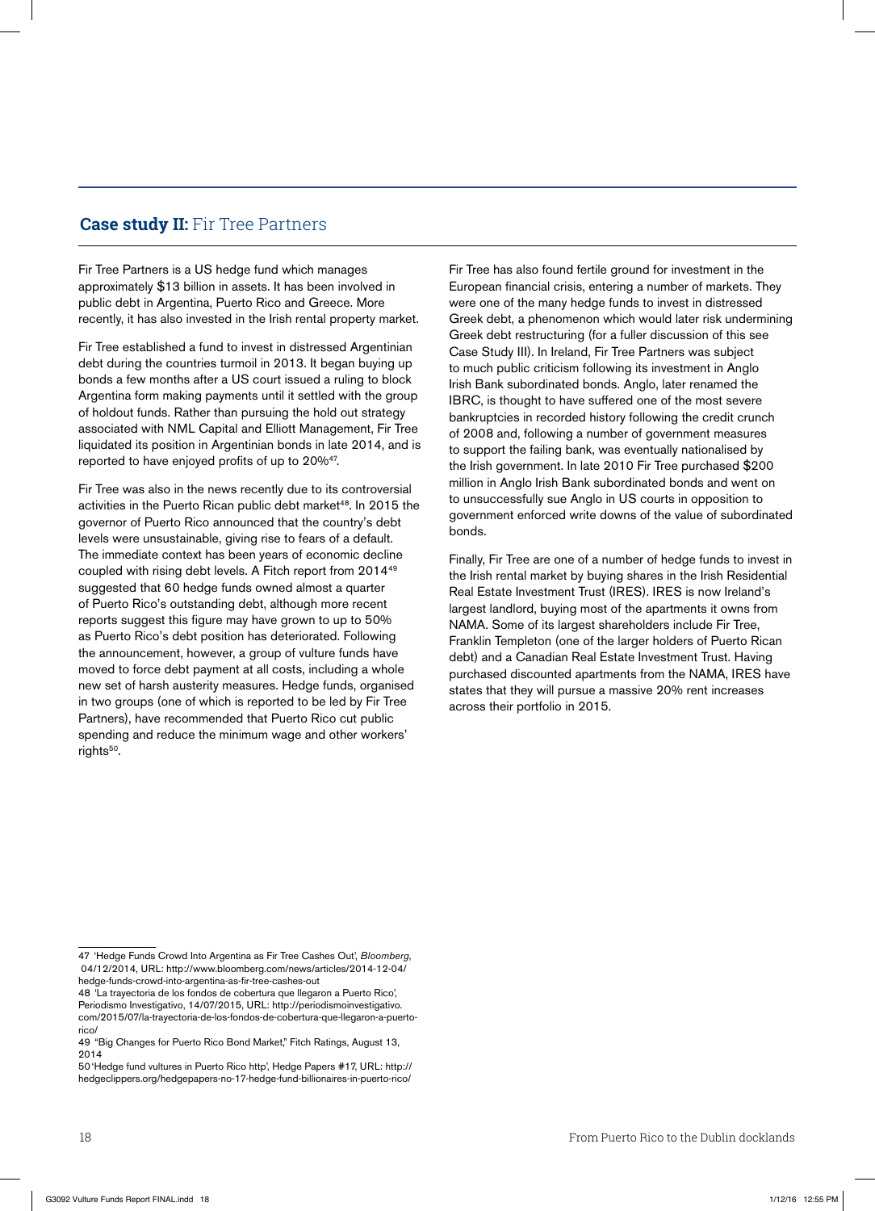## **Case study II:** Fir Tree Partners

Fir Tree Partners is a US hedge fund which manages approximately $13 billion in assets. It has been involved in public debt in Argentina, Puerto Rico and Greece. More recently, it has also invested in the Irish rental property market.

Fir Tree established a fund to invest in distressed Argentinian debt during the countries turmoil in 2013. It began buying up bonds a few months after a US court issued a ruling to block Argentina form making payments until it settled with the group of holdout funds. Rather than pursuing the hold out strategy associated with NML Capital and Elliott Management, Fir Tree liquidated its position in Argentinian bonds in late 2014, and is reported to have enjoyed profits of up to 20%[47].

Fir Tree was also in the news recently due to its controversial activities in the Puerto Rican public debt market[48]. In 2015 the governor of Puerto Rico announced that the country's debt levels were unsustainable, giving rise to fears of a default. The immediate context has been years of economic decline coupled with rising debt levels. A Fitch report from 2014[49] suggested that 60 hedge funds owned almost a quarter of Puerto Rico's outstanding debt, although more recent reports suggest this figure may have grown to up to 50% as Puerto Rico's debt position has deteriorated. Following the announcement, however, a group of vulture funds have moved to force debt payment at all costs, including a whole new set of harsh austerity measures. Hedge funds, organised in two groups (one of which is reported to be led by Fir Tree Partners), have recommended that Puerto Rico cut public spending and reduce the minimum wage and other workers' rights[50].

Fir Tree has also found fertile ground for investment in the European financial crisis, entering a number of markets. They were one of the many hedge funds to invest in distressed Greek debt, a phenomenon which would later risk undermining Greek debt restructuring (for a fuller discussion of this see Case Study III). In Ireland, Fir Tree Partners was subject to much public criticism following its investment in Anglo Irish Bank subordinated bonds. Anglo, later renamed the IBRC, is thought to have suffered one of the most severe bankruptcies in recorded history following the credit crunch of 2008 and, following a number of government measures to support the failing bank, was eventually nationalised by the Irish government. In late 2010 Fir Tree purchased $200 million in Anglo Irish Bank subordinated bonds and went on to unsuccessfully sue Anglo in US courts in opposition to government enforced write downs of the value of subordinated bonds.

Finally, Fir Tree are one of a number of hedge funds to invest in the Irish rental market by buying shares in the Irish Residential Real Estate Investment Trust (IRES). IRES is now Ireland's largest landlord, buying most of the apartments it owns from NAMA. Some of its largest shareholders include Fir Tree, Franklin Templeton (one of the larger holders of Puerto Rican debt) and a Canadian Real Estate Investment Trust. Having purchased discounted apartments from the NAMA, IRES have states that they will pursue a massive 20% rent increases across their portfolio in 2015.

---

47 'Hedge Funds Crowd Into Argentina as Fir Tree Cashes Out', *Bloomberg*, 04/12/2014, URL: http://www.bloomberg.com/news/articles/2014-12-04/hedge-funds-crowd-into-argentina-as-fir-tree-cashes-out

48 'La trayectoria de los fondos de cobertura que llegaron a Puerto Rico', Periodismo Investigativo, 14/07/2015, URL: http://periodismoinvestigativo.com/2015/07/la-trayectoria-de-los-fondos-de-cobertura-que-llegaron-a-puerto-rico/

49 "Big Changes for Puerto Rico Bond Market," Fitch Ratings, August 13, 2014

50 'Hedge fund vultures in Puerto Rico http', Hedge Papers #17, URL: http://hedgeclippers.org/hedgepapers-no-17-hedge-fund-billionaires-in-puerto-rico/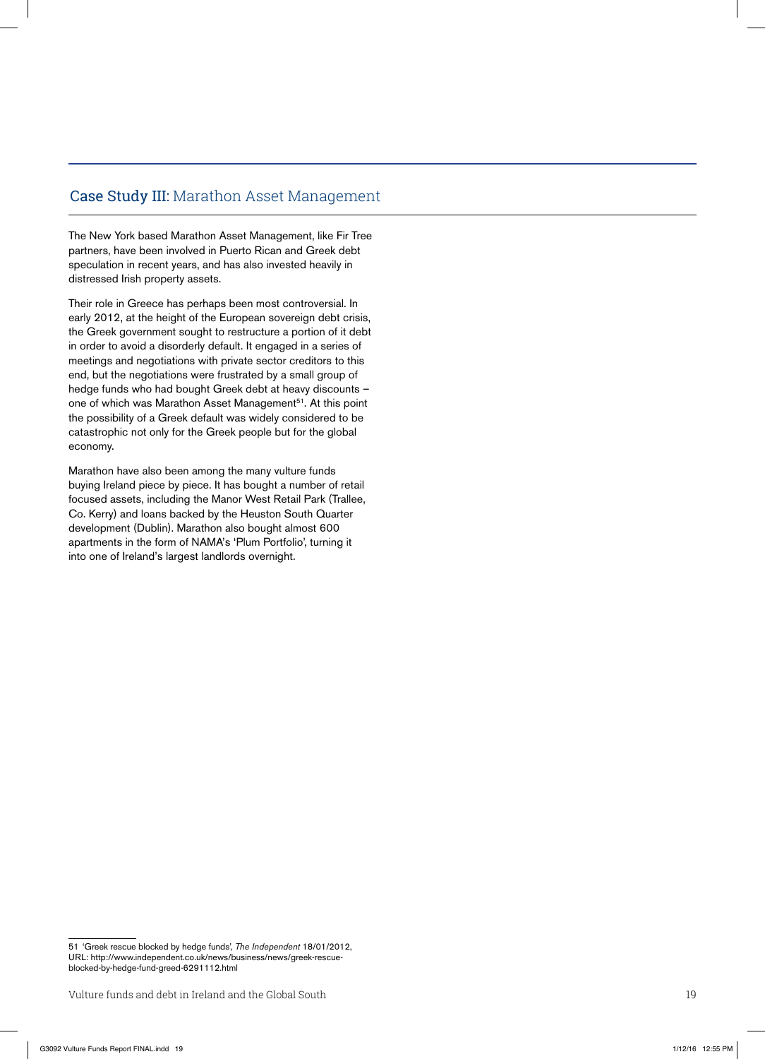## Case Study III: Marathon Asset Management

The New York based Marathon Asset Management, like Fir Tree partners, have been involved in Puerto Rican and Greek debt speculation in recent years, and has also invested heavily in distressed Irish property assets.

Their role in Greece has perhaps been most controversial. In early 2012, at the height of the European sovereign debt crisis, the Greek government sought to restructure a portion of it debt in order to avoid a disorderly default. It engaged in a series of meetings and negotiations with private sector creditors to this end, but the negotiations were frustrated by a small group of hedge funds who had bought Greek debt at heavy discounts – one of which was Marathon Asset Management[51]. At this point the possibility of a Greek default was widely considered to be catastrophic not only for the Greek people but for the global economy.

Marathon have also been among the many vulture funds buying Ireland piece by piece. It has bought a number of retail focused assets, including the Manor West Retail Park (Tralee, Co. Kerry) and loans backed by the Heuston South Quarter development (Dublin). Marathon also bought almost 600 apartments in the form of NAMA's 'Plum Portfolio', turning it into one of Ireland's largest landlords overnight.

---

51 'Greek rescue blocked by hedge funds', *The Independent* 18/01/2012, URL: http://www.independent.co.uk/news/business/news/greek-rescue-blocked-by-hedge-fund-greed-6291112.html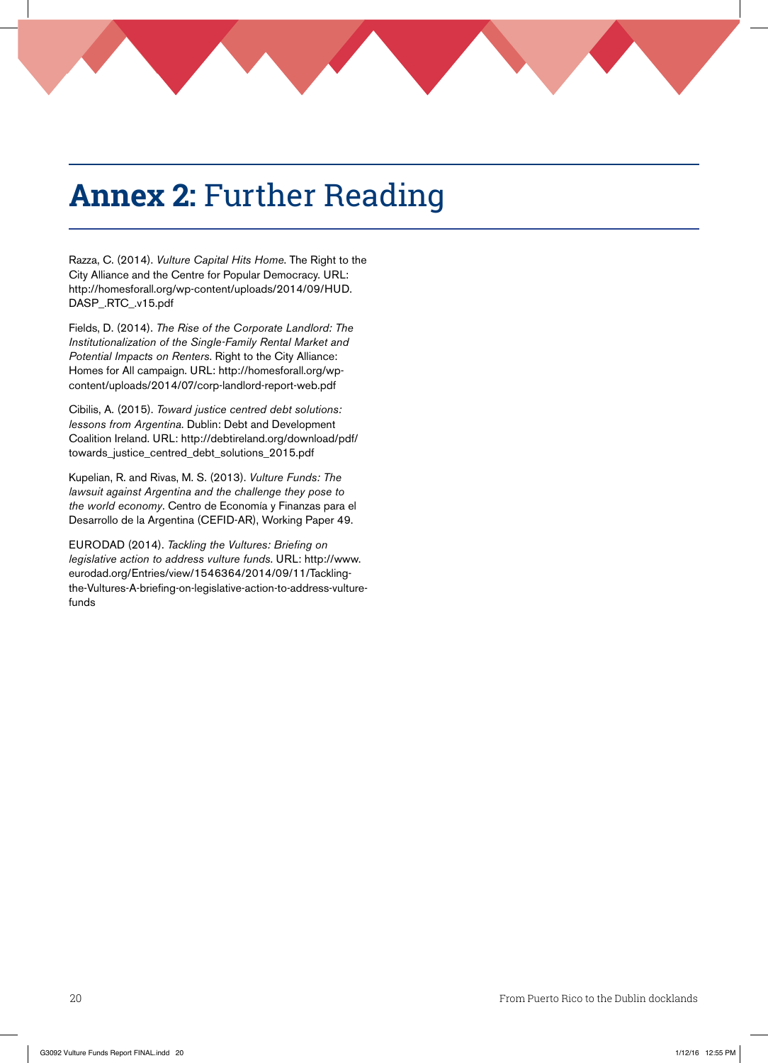# **Annex 2:** Further Reading

Razza, C. (2014). *Vulture Capital Hits Home*. The Right to the City Alliance and the Centre for Popular Democracy. URL: http://homesforall.org/wp-content/uploads/2014/09/HUD.DASP_.RTC_.v15.pdf

Fields, D. (2014). *The Rise of the Corporate Landlord: The Institutionalization of the Single-Family Rental Market and Potential Impacts on Renters*. Right to the City Alliance: Homes for All campaign. URL: http://homesforall.org/wp-content/uploads/2014/07/corp-landlord-report-web.pdf

Cibilis, A. (2015). *Toward justice centred debt solutions: lessons from Argentina*. Dublin: Debt and Development Coalition Ireland. URL: http://debtireland.org/download/pdf/towards_justice_centred_debt_solutions_2015.pdf

Kupelian, R. and Rivas, M. S. (2013). *Vulture Funds: The lawsuit against Argentina and the challenge they pose to the world economy*. Centro de Economía y Finanzas para el Desarrollo de la Argentina (CEFID-AR), Working Paper 49.

EURODAD (2014). *Tackling the Vultures: Briefing on legislative action to address vulture funds*. URL: http://www.eurodad.org/Entries/view/1546364/2014/09/11/Tackling-the-Vultures-A-briefing-on-legislative-action-to-address-vulture-funds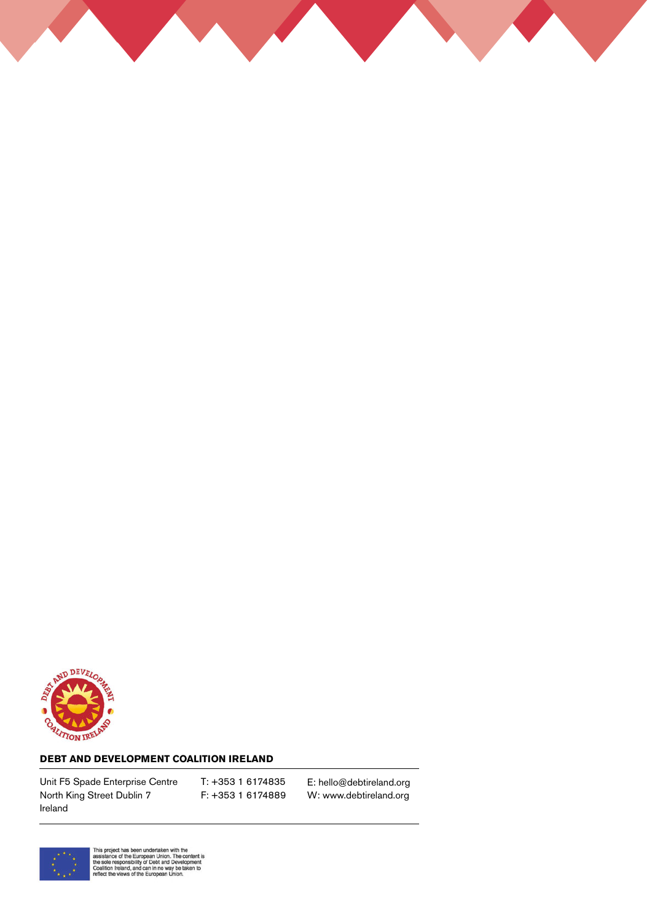**DEBT AND DEVELOPMENT COALITION IRELAND**

Unit F5 Spade Enterprise Centre
North King Street Dublin 7
Ireland

T: +353 1 6174835
F: +353 1 6174889

E: hello@debtireland.org
W: www.debtireland.org

This project has been undertaken with the assistance of the European Union. The content is the sole responsibility of Debt and Development Coalition Ireland, and can in no way be taken to reflect the views of the European Union.